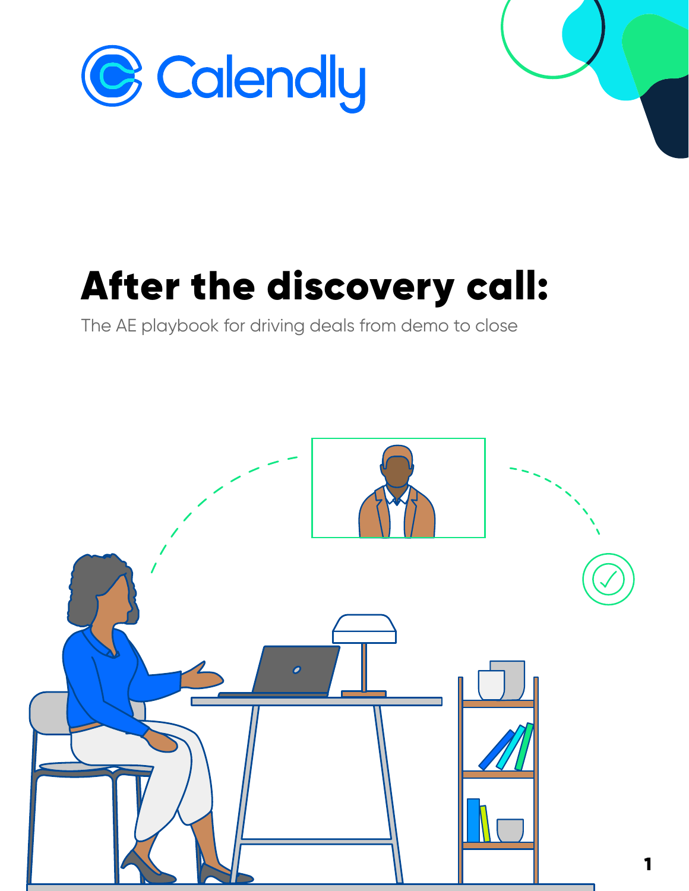Calendly

# After the discovery call:

The AE playbook for driving deals from demo to close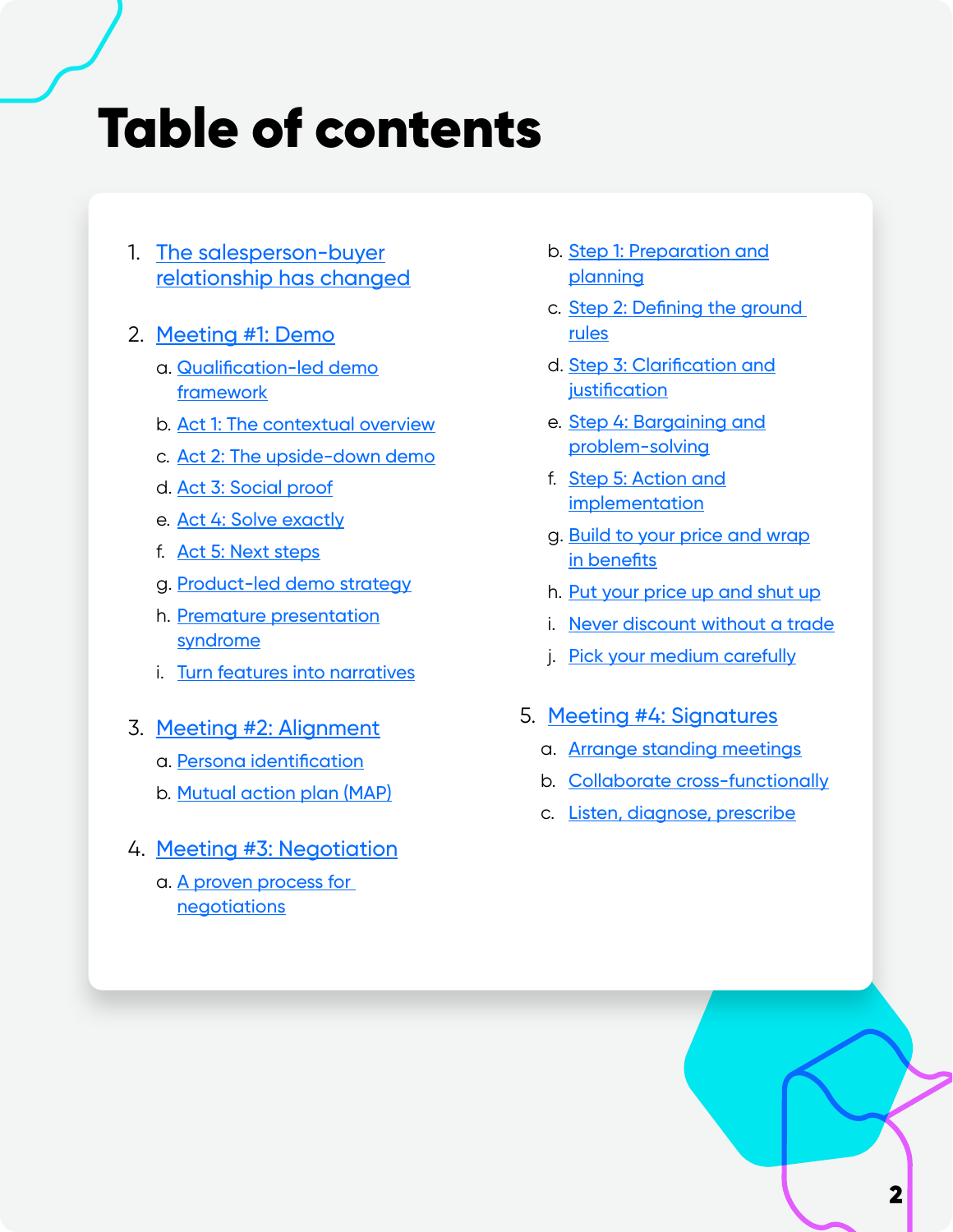# Table of contents

1. The salesperson-buyer relationship has changed
2. Meeting #1: Demo
   a. Qualification-led demo framework
   b. Act 1: The contextual overview
   c. Act 2: The upside-down demo
   d. Act 3: Social proof
   e. Act 4: Solve exactly
   f. Act 5: Next steps
   g. Product-led demo strategy
   h. Premature presentation syndrome
   i. Turn features into narratives
3. Meeting #2: Alignment
   a. Persona identification
   b. Mutual action plan (MAP)
4. Meeting #3: Negotiation
   a. A proven process for negotiations
   b. Step 1: Preparation and planning
   c. Step 2: Defining the ground rules
   d. Step 3: Clarification and justification
   e. Step 4: Bargaining and problem-solving
   f. Step 5: Action and implementation
   g. Build to your price and wrap in benefits
   h. Put your price up and shut up
   i. Never discount without a trade
   j. Pick your medium carefully
5. Meeting #4: Signatures
   a. Arrange standing meetings
   b. Collaborate cross-functionally
   c. Listen, diagnose, prescribe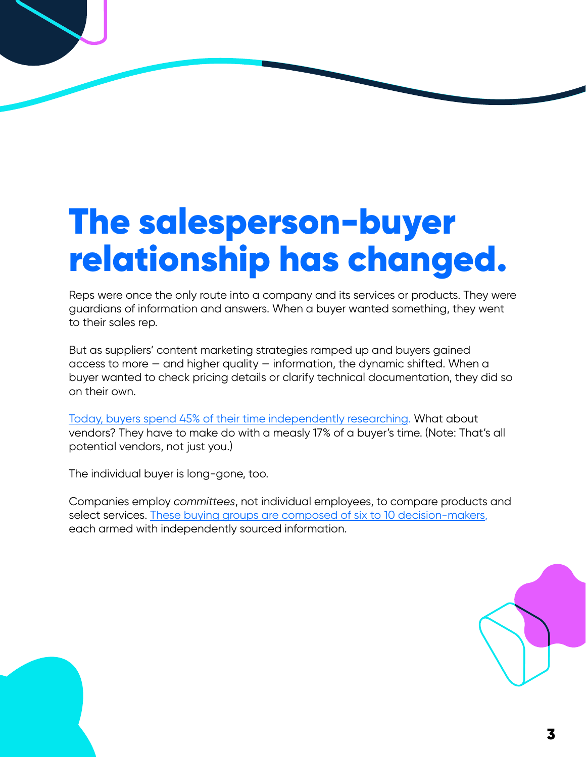# The salesperson-buyer relationship has changed.

Reps were once the only route into a company and its services or products. They were guardians of information and answers. When a buyer wanted something, they went to their sales rep.

But as suppliers' content marketing strategies ramped up and buyers gained access to more — and higher quality — information, the dynamic shifted. When a buyer wanted to check pricing details or clarify technical documentation, they did so on their own.

Today, buyers spend 45% of their time independently researching. What about vendors? They have to make do with a measly 17% of a buyer's time. (Note: That's all potential vendors, not just you.)

The individual buyer is long-gone, too.

Companies employ *committees*, not individual employees, to compare products and select services. These buying groups are composed of six to 10 decision-makers, each armed with independently sourced information.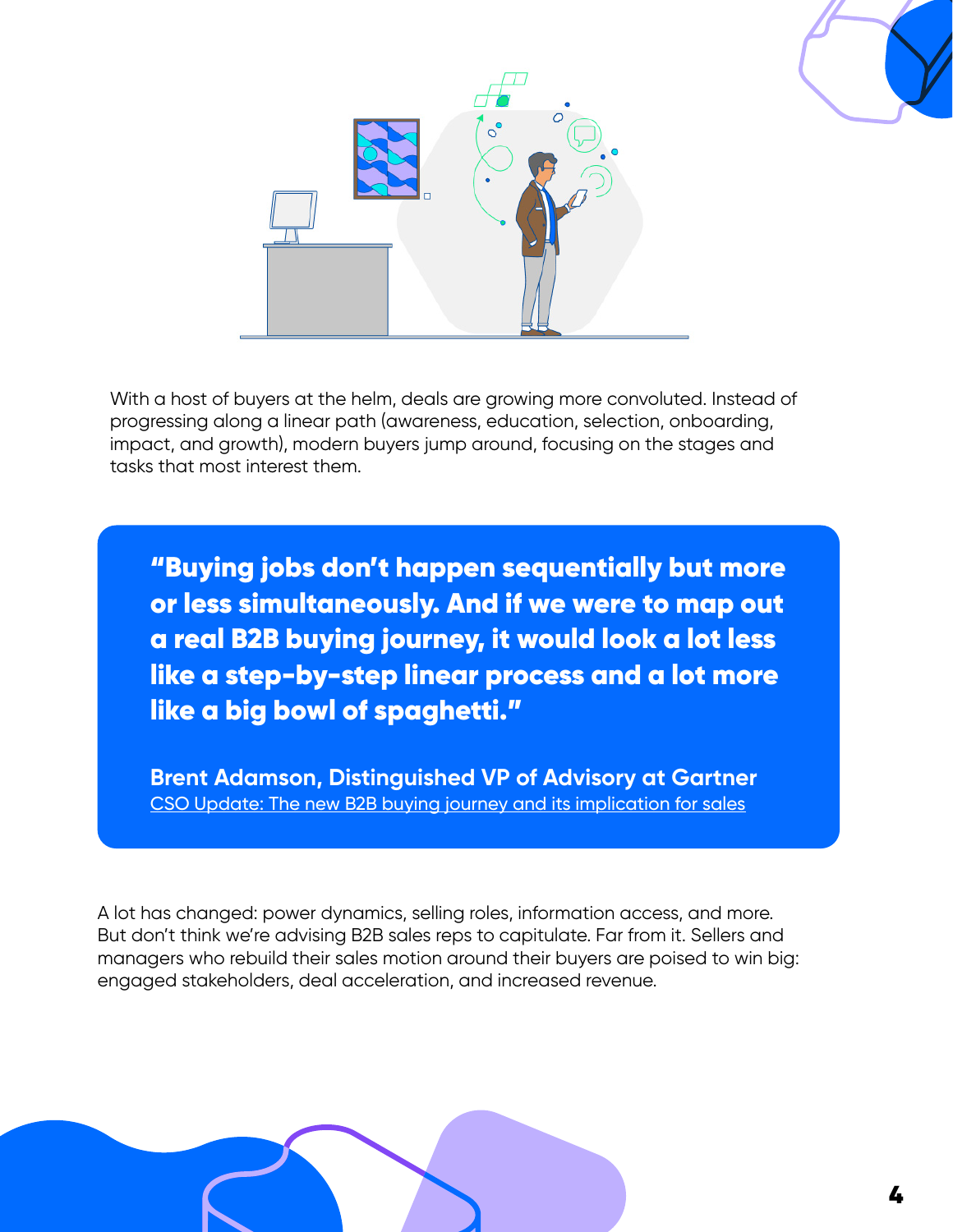With a host of buyers at the helm, deals are growing more convoluted. Instead of progressing along a linear path (awareness, education, selection, onboarding, impact, and growth), modern buyers jump around, focusing on the stages and tasks that most interest them.

> **"Buying jobs don't happen sequentially but more or less simultaneously. And if we were to map out a real B2B buying journey, it would look a lot less like a step-by-step linear process and a lot more like a big bowl of spaghetti."**
>
> **Brent Adamson, Distinguished VP of Advisory at Gartner**
> CSO Update: The new B2B buying journey and its implication for sales

A lot has changed: power dynamics, selling roles, information access, and more. But don't think we're advising B2B sales reps to capitulate. Far from it. Sellers and managers who rebuild their sales motion around their buyers are poised to win big: engaged stakeholders, deal acceleration, and increased revenue.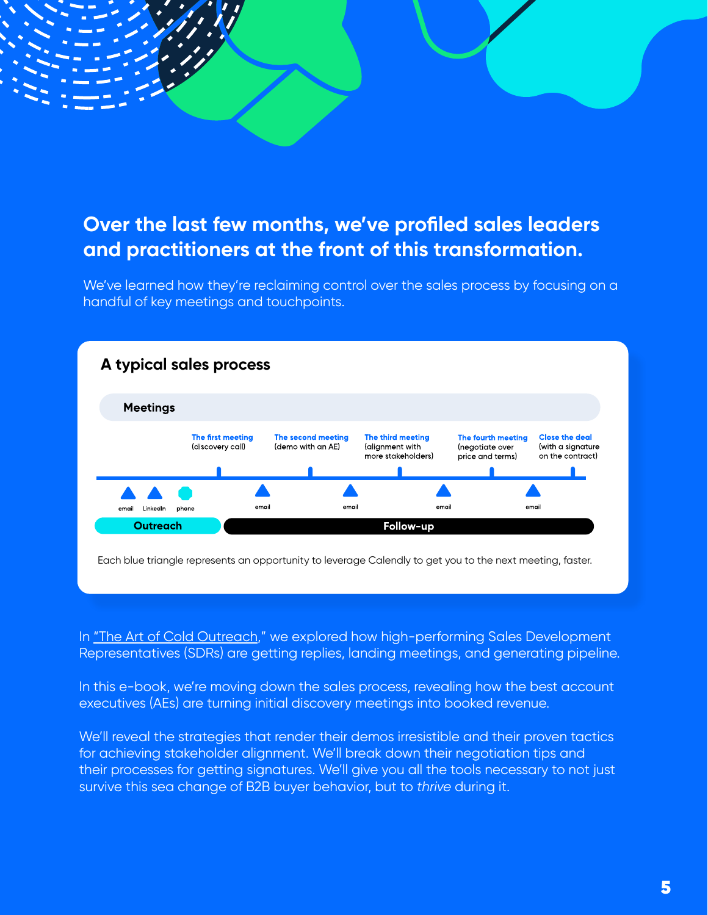## Over the last few months, we've profiled sales leaders and practitioners at the front of this transformation.

We've learned how they're reclaiming control over the sales process by focusing on a handful of key meetings and touchpoints.

### A typical sales process

**Meetings**

- **The first meeting** (discovery call)
- **The second meeting** (demo with an AE)
- **The third meeting** (alignment with more stakeholders)
- **The fourth meeting** (negotiate over price and terms)
- **Close the deal** (with a signature on the contract)

**Outreach:** email, LinkedIn, phone

**Follow-up:** email, email, email, email

Each blue triangle represents an opportunity to leverage Calendly to get you to the next meeting, faster.

In "The Art of Cold Outreach," we explored how high-performing Sales Development Representatives (SDRs) are getting replies, landing meetings, and generating pipeline.

In this e-book, we're moving down the sales process, revealing how the best account executives (AEs) are turning initial discovery meetings into booked revenue.

We'll reveal the strategies that render their demos irresistible and their proven tactics for achieving stakeholder alignment. We'll break down their negotiation tips and their processes for getting signatures. We'll give you all the tools necessary to not just survive this sea change of B2B buyer behavior, but to *thrive* during it.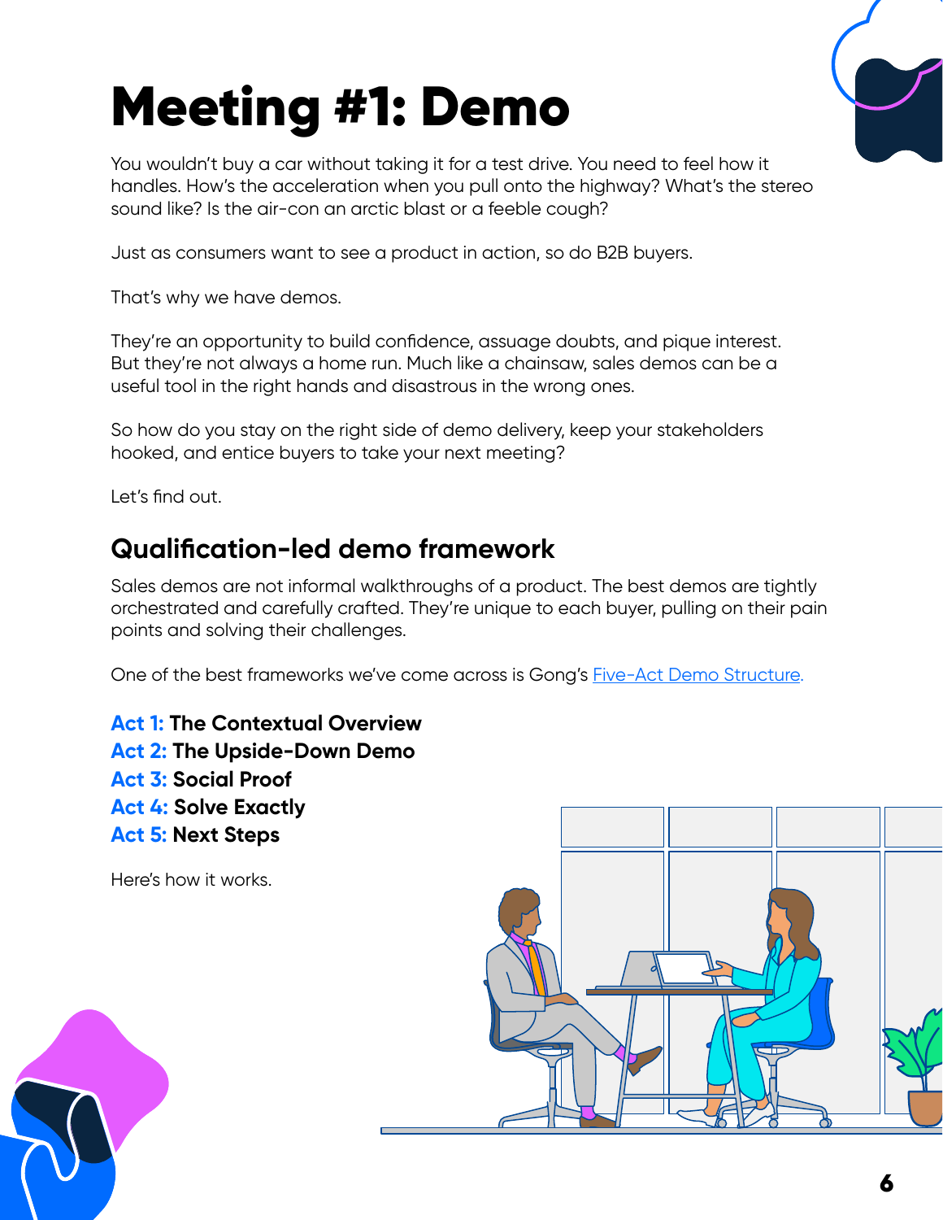# Meeting #1: Demo

You wouldn't buy a car without taking it for a test drive. You need to feel how it handles. How's the acceleration when you pull onto the highway? What's the stereo sound like? Is the air-con an arctic blast or a feeble cough?

Just as consumers want to see a product in action, so do B2B buyers.

That's why we have demos.

They're an opportunity to build confidence, assuage doubts, and pique interest. But they're not always a home run. Much like a chainsaw, sales demos can be a useful tool in the right hands and disastrous in the wrong ones.

So how do you stay on the right side of demo delivery, keep your stakeholders hooked, and entice buyers to take your next meeting?

Let's find out.

## Qualification-led demo framework

Sales demos are not informal walkthroughs of a product. The best demos are tightly orchestrated and carefully crafted. They're unique to each buyer, pulling on their pain points and solving their challenges.

One of the best frameworks we've come across is Gong's Five-Act Demo Structure.

**Act 1: The Contextual Overview**
**Act 2: The Upside-Down Demo**
**Act 3: Social Proof**
**Act 4: Solve Exactly**
**Act 5: Next Steps**

Here's how it works.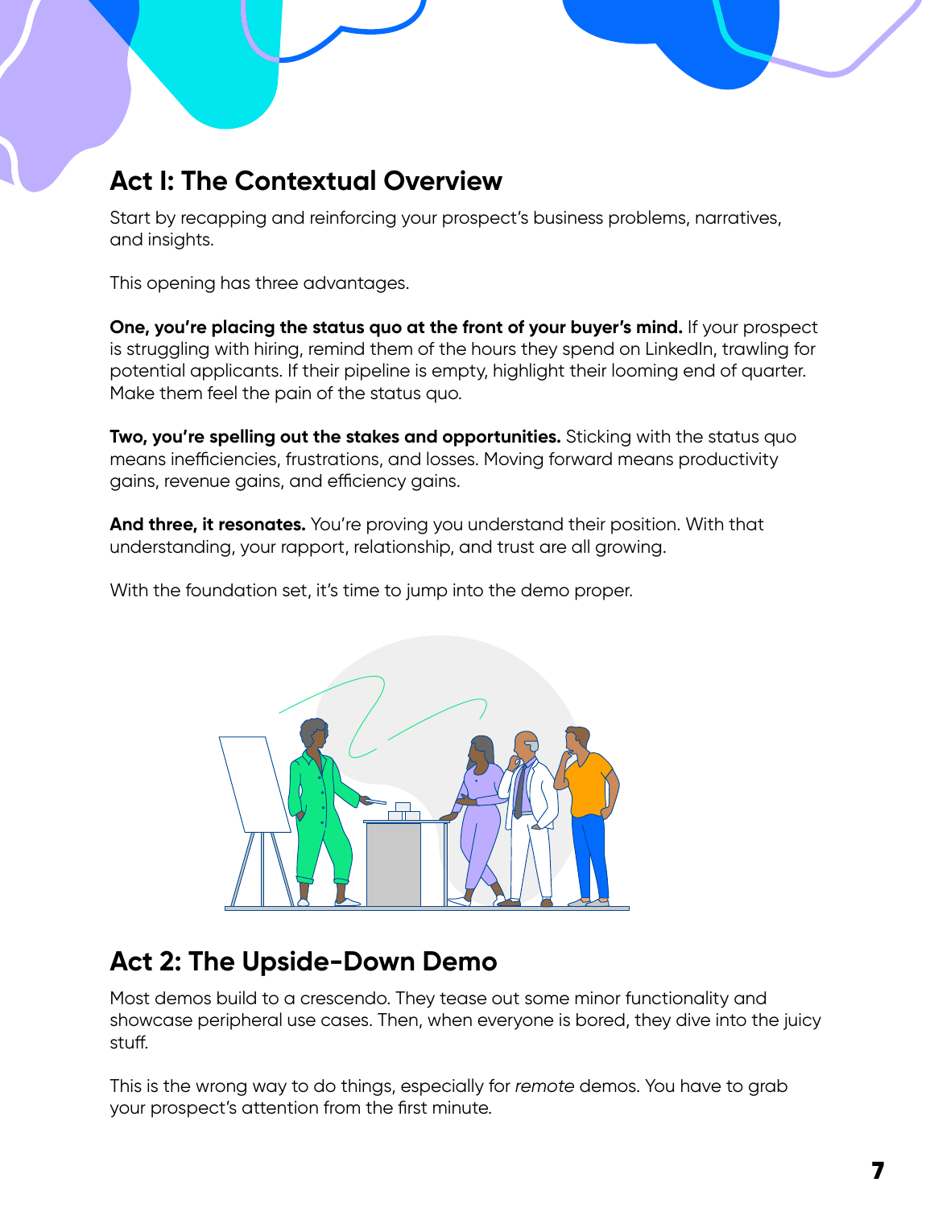## Act I: The Contextual Overview

Start by recapping and reinforcing your prospect's business problems, narratives, and insights.

This opening has three advantages.

**One, you're placing the status quo at the front of your buyer's mind.** If your prospect is struggling with hiring, remind them of the hours they spend on LinkedIn, trawling for potential applicants. If their pipeline is empty, highlight their looming end of quarter. Make them feel the pain of the status quo.

**Two, you're spelling out the stakes and opportunities.** Sticking with the status quo means inefficiencies, frustrations, and losses. Moving forward means productivity gains, revenue gains, and efficiency gains.

**And three, it resonates.** You're proving you understand their position. With that understanding, your rapport, relationship, and trust are all growing.

With the foundation set, it's time to jump into the demo proper.

## Act 2: The Upside-Down Demo

Most demos build to a crescendo. They tease out some minor functionality and showcase peripheral use cases. Then, when everyone is bored, they dive into the juicy stuff.

This is the wrong way to do things, especially for *remote* demos. You have to grab your prospect's attention from the first minute.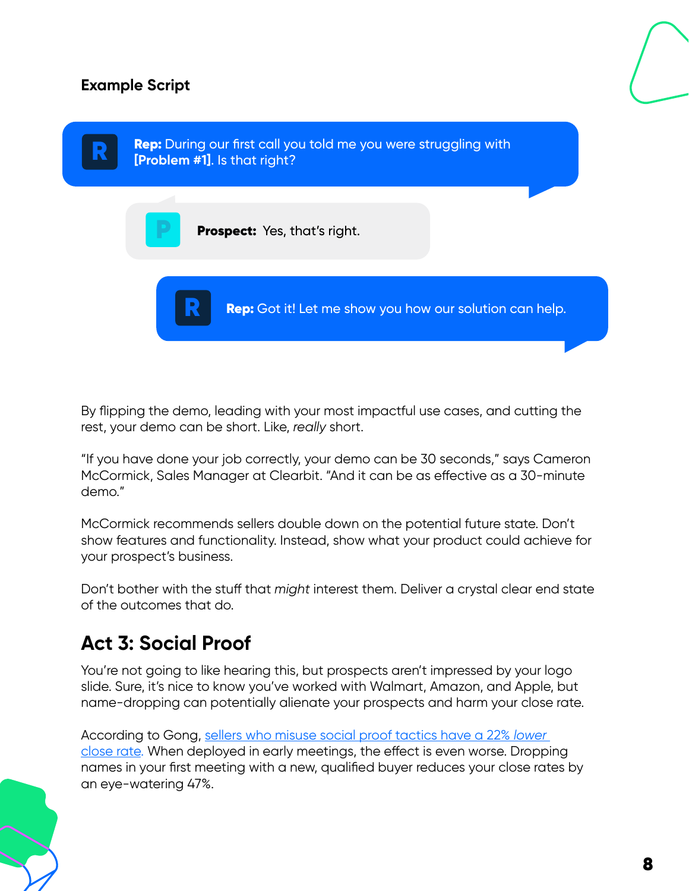**Example Script**

**Rep:** During our first call you told me you were struggling with **[Problem #1]**. Is that right?

**Prospect:** Yes, that's right.

**Rep:** Got it! Let me show you how our solution can help.

By flipping the demo, leading with your most impactful use cases, and cutting the rest, your demo can be short. Like, *really* short.

"If you have done your job correctly, your demo can be 30 seconds," says Cameron McCormick, Sales Manager at Clearbit. "And it can be as effective as a 30-minute demo."

McCormick recommends sellers double down on the potential future state. Don't show features and functionality. Instead, show what your product could achieve for your prospect's business.

Don't bother with the stuff that *might* interest them. Deliver a crystal clear end state of the outcomes that do.

## Act 3: Social Proof

You're not going to like hearing this, but prospects aren't impressed by your logo slide. Sure, it's nice to know you've worked with Walmart, Amazon, and Apple, but name-dropping can potentially alienate your prospects and harm your close rate.

According to Gong, sellers who misuse social proof tactics have a 22% *lower* close rate. When deployed in early meetings, the effect is even worse. Dropping names in your first meeting with a new, qualified buyer reduces your close rates by an eye-watering 47%.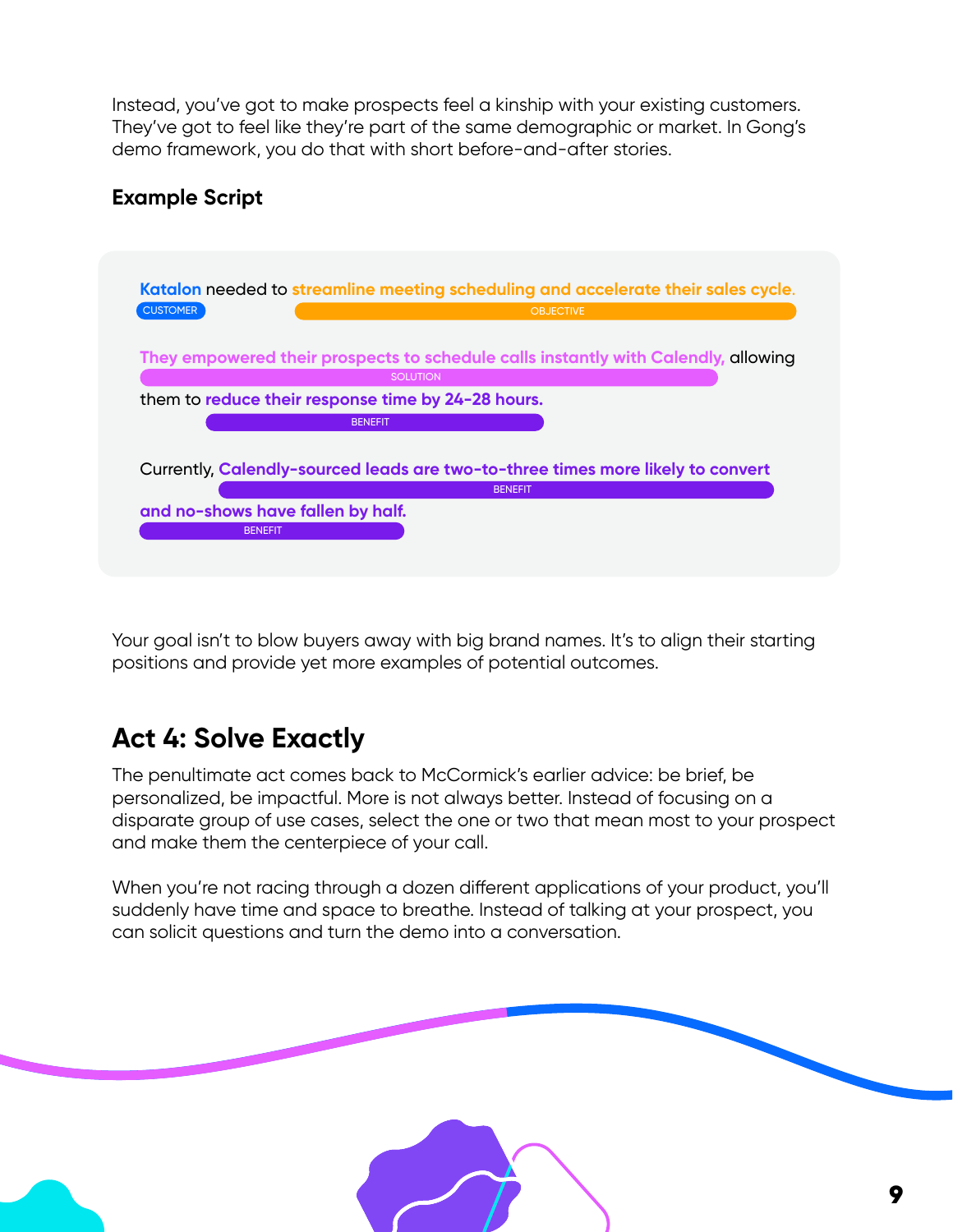Instead, you've got to make prospects feel a kinship with your existing customers. They've got to feel like they're part of the same demographic or market. In Gong's demo framework, you do that with short before-and-after stories.

**Example Script**

Katalon [CUSTOMER] needed to streamline meeting scheduling and accelerate their sales cycle. [OBJECTIVE]

They empowered their prospects to schedule calls instantly with Calendly, [SOLUTION] allowing them to reduce their response time by 24-28 hours. [BENEFIT]

Currently, Calendly-sourced leads are two-to-three times more likely to convert [BENEFIT] and no-shows have fallen by half. [BENEFIT]

Your goal isn't to blow buyers away with big brand names. It's to align their starting positions and provide yet more examples of potential outcomes.

## Act 4: Solve Exactly

The penultimate act comes back to McCormick's earlier advice: be brief, be personalized, be impactful. More is not always better. Instead of focusing on a disparate group of use cases, select the one or two that mean most to your prospect and make them the centerpiece of your call.

When you're not racing through a dozen different applications of your product, you'll suddenly have time and space to breathe. Instead of talking at your prospect, you can solicit questions and turn the demo into a conversation.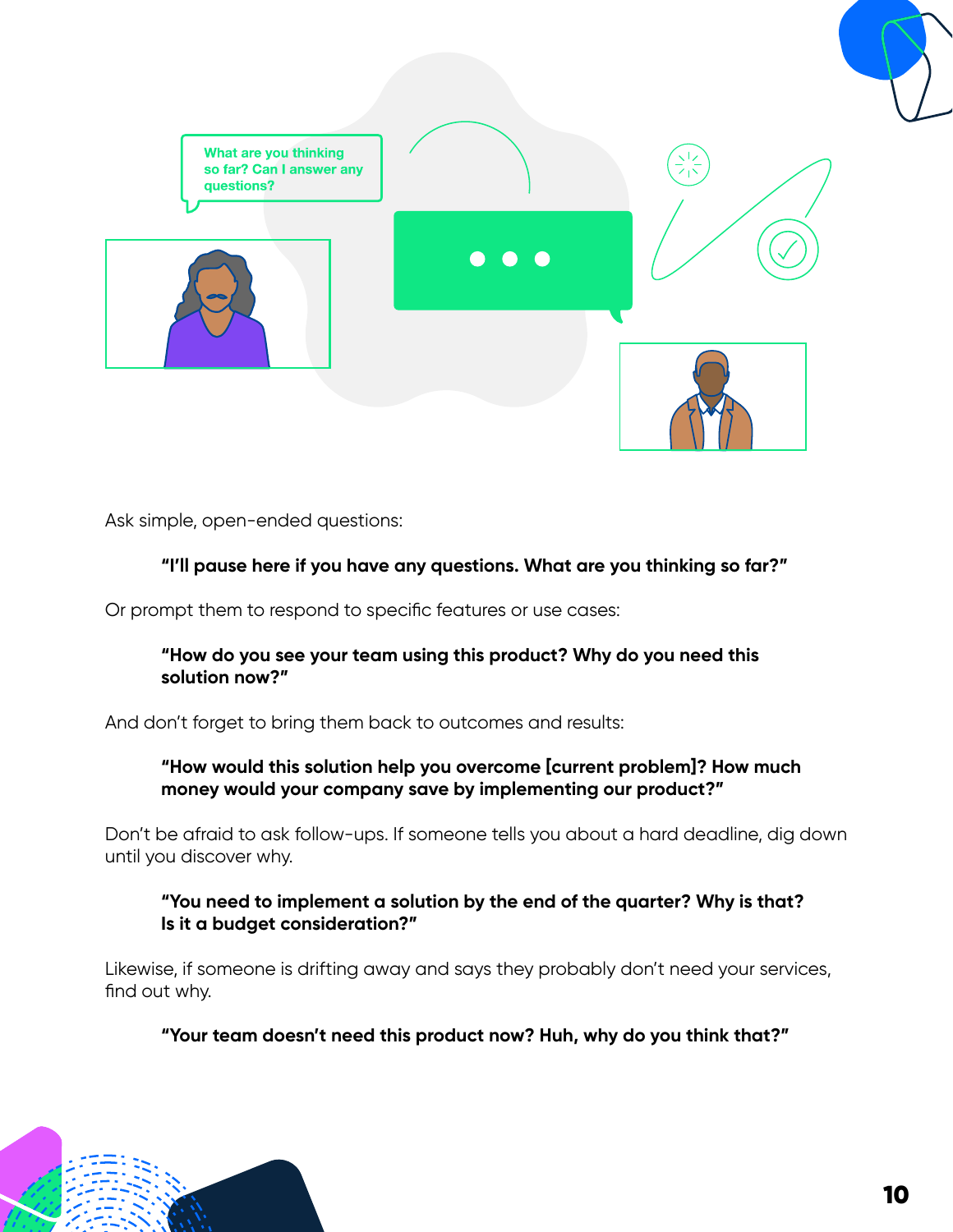Ask simple, open-ended questions:

> **"I'll pause here if you have any questions. What are you thinking so far?"**

Or prompt them to respond to specific features or use cases:

> **"How do you see your team using this product? Why do you need this solution now?"**

And don't forget to bring them back to outcomes and results:

> **"How would this solution help you overcome [current problem]? How much money would your company save by implementing our product?"**

Don't be afraid to ask follow-ups. If someone tells you about a hard deadline, dig down until you discover why.

> **"You need to implement a solution by the end of the quarter? Why is that? Is it a budget consideration?"**

Likewise, if someone is drifting away and says they probably don't need your services, find out why.

> **"Your team doesn't need this product now? Huh, why do you think that?"**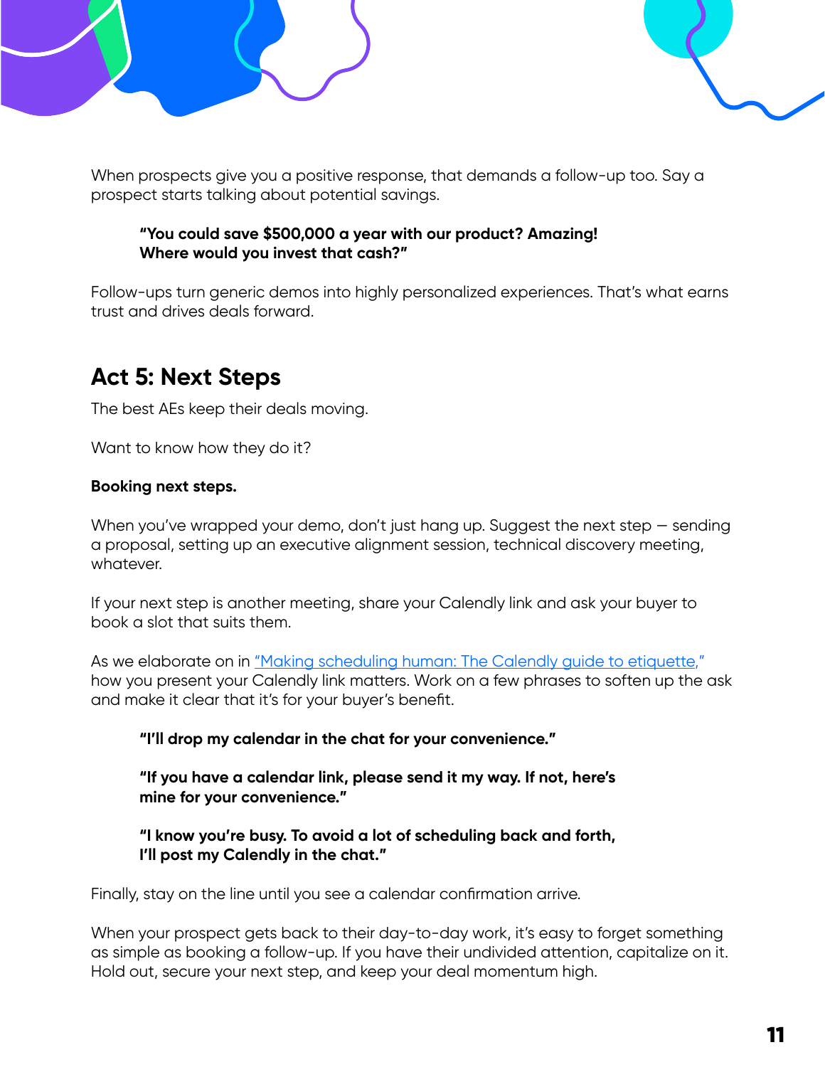When prospects give you a positive response, that demands a follow-up too. Say a prospect starts talking about potential savings.

> **"You could save $500,000 a year with our product? Amazing! Where would you invest that cash?"**

Follow-ups turn generic demos into highly personalized experiences. That's what earns trust and drives deals forward.

## Act 5: Next Steps

The best AEs keep their deals moving.

Want to know how they do it?

**Booking next steps.**

When you've wrapped your demo, don't just hang up. Suggest the next step — sending a proposal, setting up an executive alignment session, technical discovery meeting, whatever.

If your next step is another meeting, share your Calendly link and ask your buyer to book a slot that suits them.

As we elaborate on in "Making scheduling human: The Calendly guide to etiquette," how you present your Calendly link matters. Work on a few phrases to soften up the ask and make it clear that it's for your buyer's benefit.

> **"I'll drop my calendar in the chat for your convenience."**
>
> **"If you have a calendar link, please send it my way. If not, here's mine for your convenience."**
>
> **"I know you're busy. To avoid a lot of scheduling back and forth, I'll post my Calendly in the chat."**

Finally, stay on the line until you see a calendar confirmation arrive.

When your prospect gets back to their day-to-day work, it's easy to forget something as simple as booking a follow-up. If you have their undivided attention, capitalize on it. Hold out, secure your next step, and keep your deal momentum high.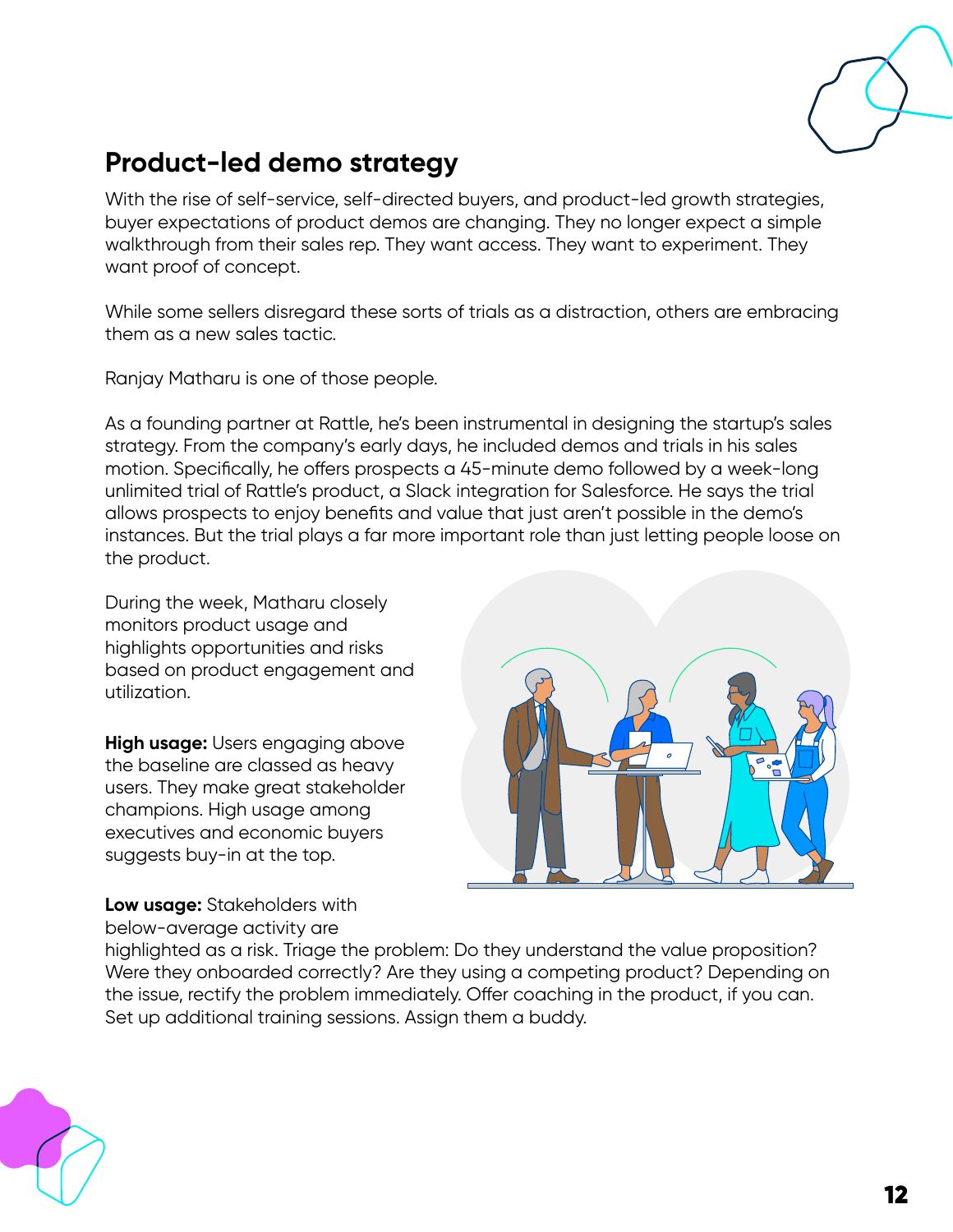## Product-led demo strategy

With the rise of self-service, self-directed buyers, and product-led growth strategies, buyer expectations of product demos are changing. They no longer expect a simple walkthrough from their sales rep. They want access. They want to experiment. They want proof of concept.

While some sellers disregard these sorts of trials as a distraction, others are embracing them as a new sales tactic.

Ranjay Matharu is one of those people.

As a founding partner at Rattle, he's been instrumental in designing the startup's sales strategy. From the company's early days, he included demos and trials in his sales motion. Specifically, he offers prospects a 45-minute demo followed by a week-long unlimited trial of Rattle's product, a Slack integration for Salesforce. He says the trial allows prospects to enjoy benefits and value that just aren't possible in the demo's instances. But the trial plays a far more important role than just letting people loose on the product.

During the week, Matharu closely monitors product usage and highlights opportunities and risks based on product engagement and utilization.

**High usage:** Users engaging above the baseline are classed as heavy users. They make great stakeholder champions. High usage among executives and economic buyers suggests buy-in at the top.

**Low usage:** Stakeholders with below-average activity are highlighted as a risk. Triage the problem: Do they understand the value proposition? Were they onboarded correctly? Are they using a competing product? Depending on the issue, rectify the problem immediately. Offer coaching in the product, if you can. Set up additional training sessions. Assign them a buddy.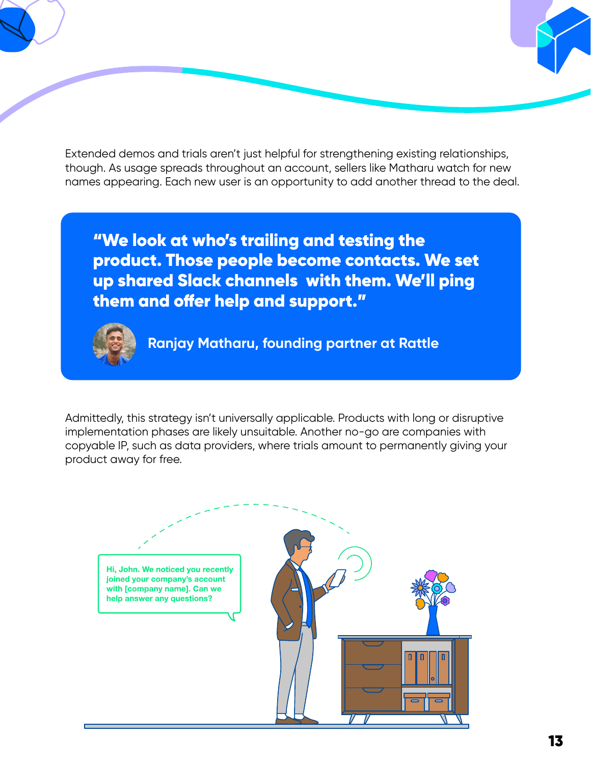Extended demos and trials aren't just helpful for strengthening existing relationships, though. As usage spreads throughout an account, sellers like Matharu watch for new names appearing. Each new user is an opportunity to add another thread to the deal.

> **"We look at who's trailing and testing the product. Those people become contacts. We set up shared Slack channels with them. We'll ping them and offer help and support."**
>
> **Ranjay Matharu, founding partner at Rattle**

Admittedly, this strategy isn't universally applicable. Products with long or disruptive implementation phases are likely unsuitable. Another no-go are companies with copyable IP, such as data providers, where trials amount to permanently giving your product away for free.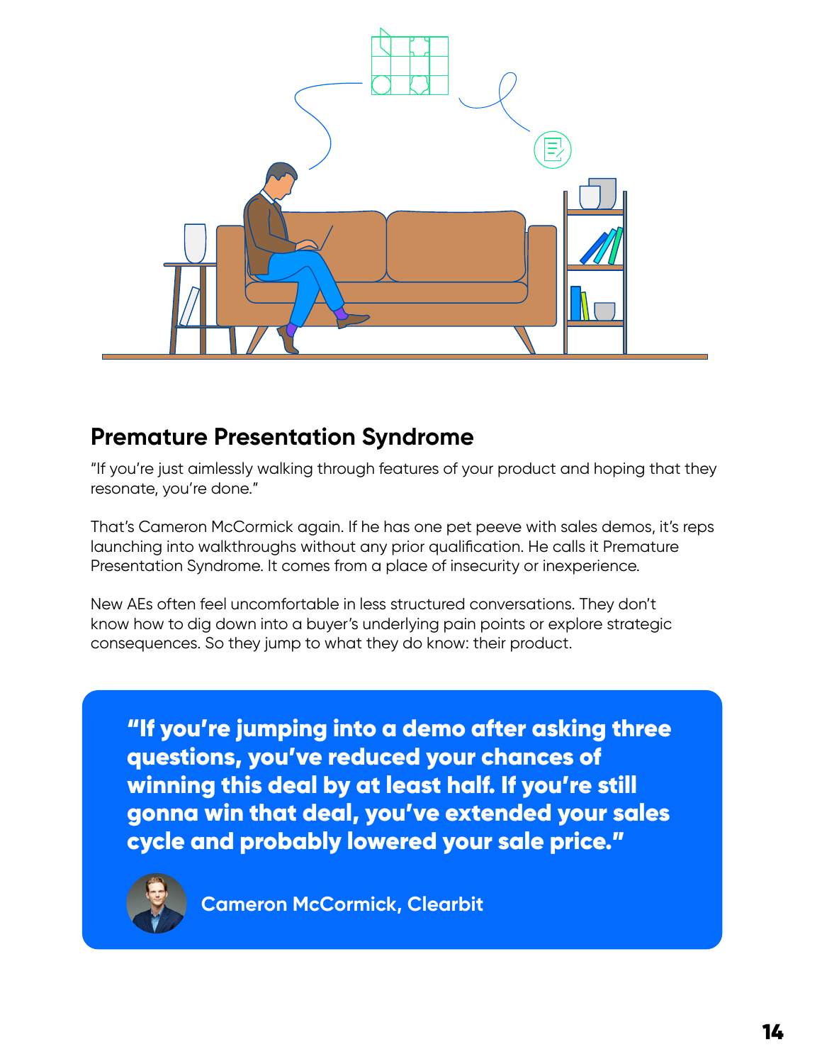## Premature Presentation Syndrome

"If you're just aimlessly walking through features of your product and hoping that they resonate, you're done."

That's Cameron McCormick again. If he has one pet peeve with sales demos, it's reps launching into walkthroughs without any prior qualification. He calls it Premature Presentation Syndrome. It comes from a place of insecurity or inexperience.

New AEs often feel uncomfortable in less structured conversations. They don't know how to dig down into a buyer's underlying pain points or explore strategic consequences. So they jump to what they do know: their product.

> **"If you're jumping into a demo after asking three questions, you've reduced your chances of winning this deal by at least half. If you're still gonna win that deal, you've extended your sales cycle and probably lowered your sale price."**
>
> **Cameron McCormick, Clearbit**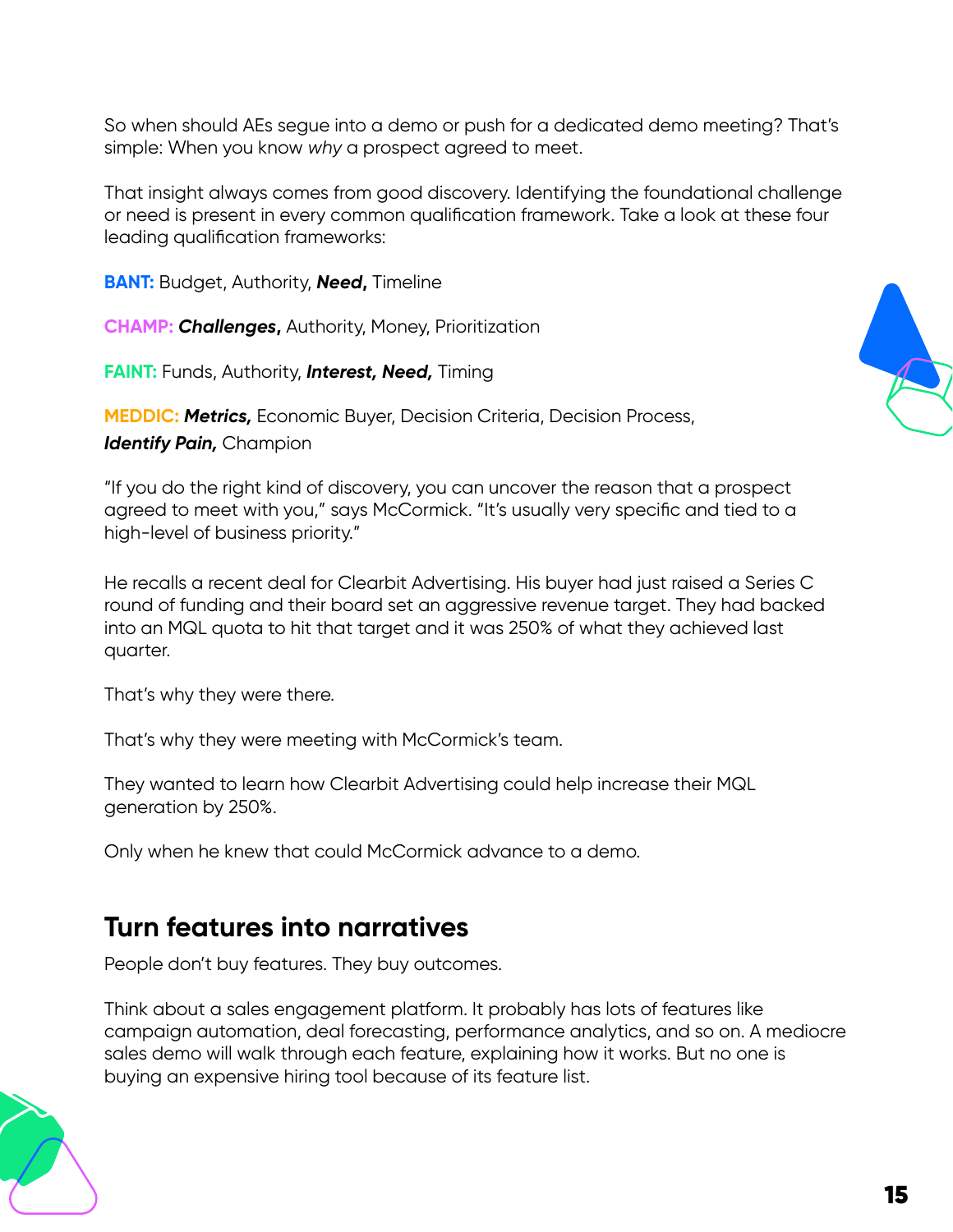So when should AEs segue into a demo or push for a dedicated demo meeting? That's simple: When you know *why* a prospect agreed to meet.

That insight always comes from good discovery. Identifying the foundational challenge or need is present in every common qualification framework. Take a look at these four leading qualification frameworks:

**BANT:** Budget, Authority, ***Need,*** Timeline

**CHAMP:** ***Challenges,*** Authority, Money, Prioritization

**FAINT:** Funds, Authority, ***Interest, Need,*** Timing

**MEDDIC:** ***Metrics,*** Economic Buyer, Decision Criteria, Decision Process, ***Identify Pain,*** Champion

"If you do the right kind of discovery, you can uncover the reason that a prospect agreed to meet with you," says McCormick. "It's usually very specific and tied to a high-level of business priority."

He recalls a recent deal for Clearbit Advertising. His buyer had just raised a Series C round of funding and their board set an aggressive revenue target. They had backed into an MQL quota to hit that target and it was 250% of what they achieved last quarter.

That's why they were there.

That's why they were meeting with McCormick's team.

They wanted to learn how Clearbit Advertising could help increase their MQL generation by 250%.

Only when he knew that could McCormick advance to a demo.

## Turn features into narratives

People don't buy features. They buy outcomes.

Think about a sales engagement platform. It probably has lots of features like campaign automation, deal forecasting, performance analytics, and so on. A mediocre sales demo will walk through each feature, explaining how it works. But no one is buying an expensive hiring tool because of its feature list.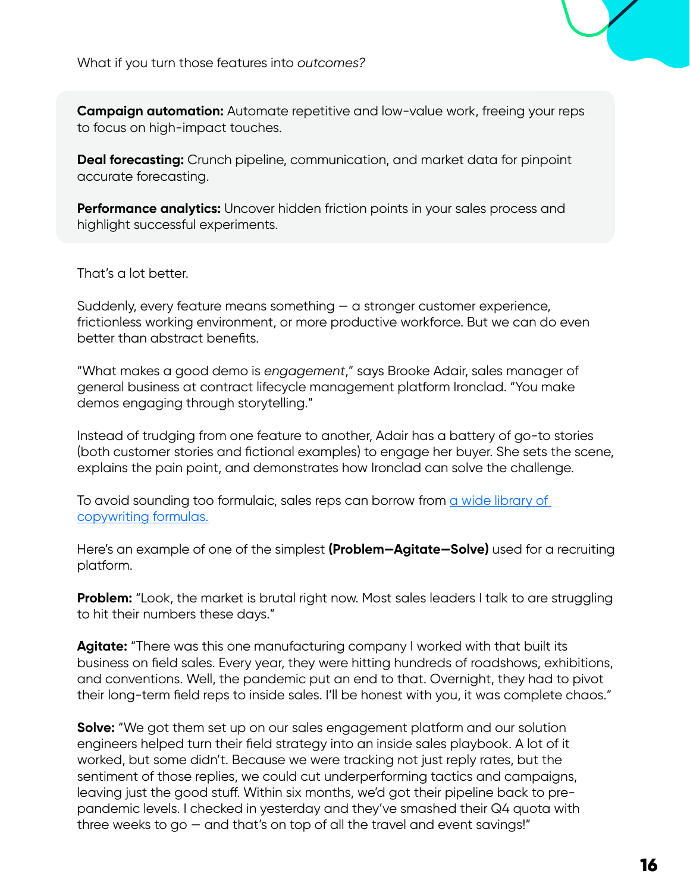What if you turn those features into *outcomes?*

**Campaign automation:** Automate repetitive and low-value work, freeing your reps to focus on high-impact touches.

**Deal forecasting:** Crunch pipeline, communication, and market data for pinpoint accurate forecasting.

**Performance analytics:** Uncover hidden friction points in your sales process and highlight successful experiments.

That's a lot better.

Suddenly, every feature means something — a stronger customer experience, frictionless working environment, or more productive workforce. But we can do even better than abstract benefits.

"What makes a good demo is *engagement*," says Brooke Adair, sales manager of general business at contract lifecycle management platform Ironclad. "You make demos engaging through storytelling."

Instead of trudging from one feature to another, Adair has a battery of go-to stories (both customer stories and fictional examples) to engage her buyer. She sets the scene, explains the pain point, and demonstrates how Ironclad can solve the challenge.

To avoid sounding too formulaic, sales reps can borrow from [a wide library of copywriting formulas.]()

Here's an example of one of the simplest **(Problem–Agitate–Solve)** used for a recruiting platform.

**Problem:** "Look, the market is brutal right now. Most sales leaders I talk to are struggling to hit their numbers these days."

**Agitate:** "There was this one manufacturing company I worked with that built its business on field sales. Every year, they were hitting hundreds of roadshows, exhibitions, and conventions. Well, the pandemic put an end to that. Overnight, they had to pivot their long-term field reps to inside sales. I'll be honest with you, it was complete chaos."

**Solve:** "We got them set up on our sales engagement platform and our solution engineers helped turn their field strategy into an inside sales playbook. A lot of it worked, but some didn't. Because we were tracking not just reply rates, but the sentiment of those replies, we could cut underperforming tactics and campaigns, leaving just the good stuff. Within six months, we'd got their pipeline back to pre-pandemic levels. I checked in yesterday and they've smashed their Q4 quota with three weeks to go — and that's on top of all the travel and event savings!"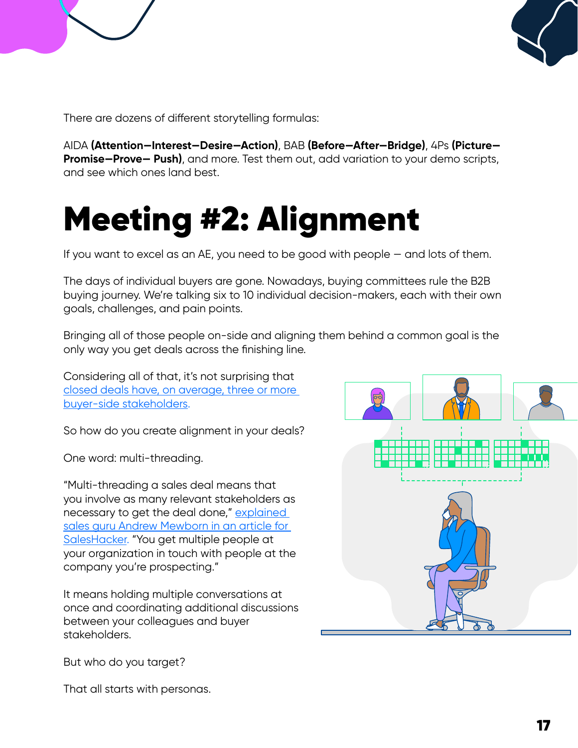There are dozens of different storytelling formulas:

AIDA **(Attention—Interest—Desire—Action)**, BAB **(Before—After—Bridge)**, 4Ps **(Picture—Promise—Prove— Push)**, and more. Test them out, add variation to your demo scripts, and see which ones land best.

# Meeting #2: Alignment

If you want to excel as an AE, you need to be good with people — and lots of them.

The days of individual buyers are gone. Nowadays, buying committees rule the B2B buying journey. We're talking six to 10 individual decision-makers, each with their own goals, challenges, and pain points.

Bringing all of those people on-side and aligning them behind a common goal is the only way you get deals across the finishing line.

Considering all of that, it's not surprising that closed deals have, on average, three or more buyer-side stakeholders.

So how do you create alignment in your deals?

One word: multi-threading.

"Multi-threading a sales deal means that you involve as many relevant stakeholders as necessary to get the deal done," explained sales guru Andrew Mewborn in an article for SalesHacker. "You get multiple people at your organization in touch with people at the company you're prospecting."

It means holding multiple conversations at once and coordinating additional discussions between your colleagues and buyer stakeholders.

But who do you target?

That all starts with personas.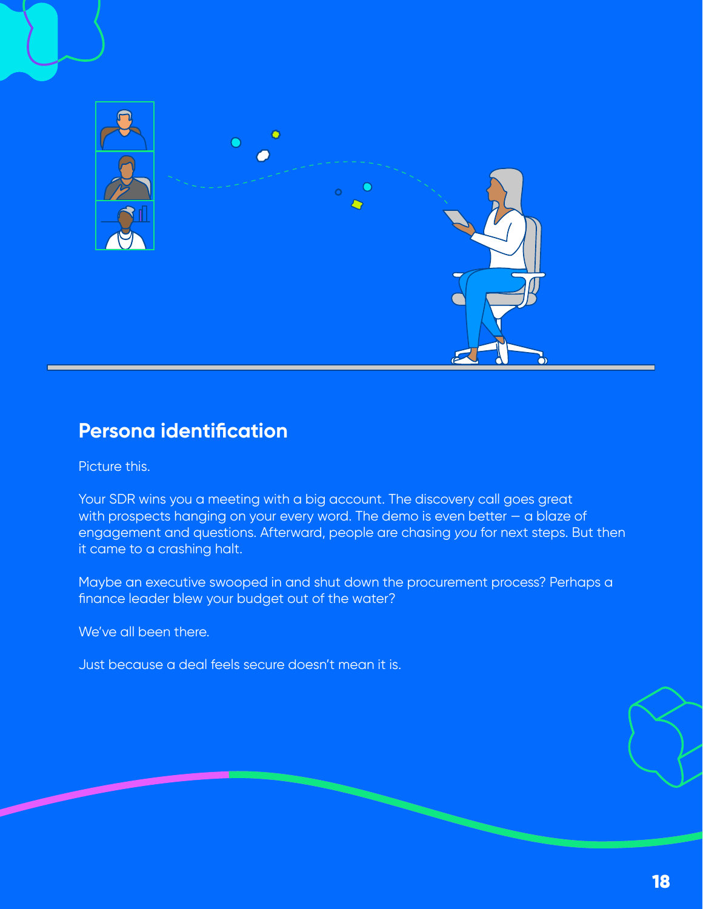## Persona identification

Picture this.

Your SDR wins you a meeting with a big account. The discovery call goes great with prospects hanging on your every word. The demo is even better — a blaze of engagement and questions. Afterward, people are chasing *you* for next steps. But then it came to a crashing halt.

Maybe an executive swooped in and shut down the procurement process? Perhaps a finance leader blew your budget out of the water?

We've all been there.

Just because a deal feels secure doesn't mean it is.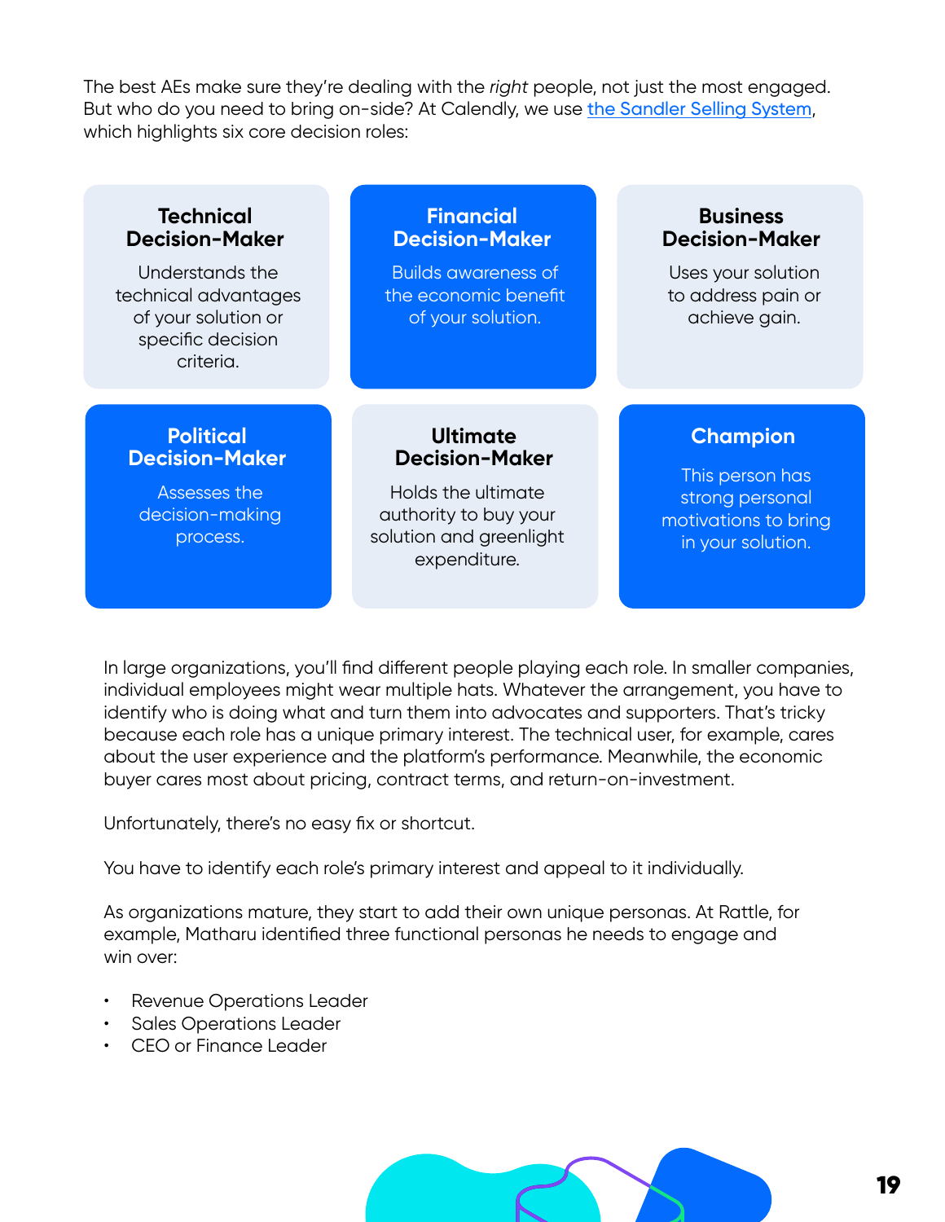The best AEs make sure they're dealing with the *right* people, not just the most engaged. But who do you need to bring on-side? At Calendly, we use the Sandler Selling System, which highlights six core decision roles:

**Technical Decision-Maker**

Understands the technical advantages of your solution or specific decision criteria.

**Financial Decision-Maker**

Builds awareness of the economic benefit of your solution.

**Business Decision-Maker**

Uses your solution to address pain or achieve gain.

**Political Decision-Maker**

Assesses the decision-making process.

**Ultimate Decision-Maker**

Holds the ultimate authority to buy your solution and greenlight expenditure.

**Champion**

This person has strong personal motivations to bring in your solution.

In large organizations, you'll find different people playing each role. In smaller companies, individual employees might wear multiple hats. Whatever the arrangement, you have to identify who is doing what and turn them into advocates and supporters. That's tricky because each role has a unique primary interest. The technical user, for example, cares about the user experience and the platform's performance. Meanwhile, the economic buyer cares most about pricing, contract terms, and return-on-investment.

Unfortunately, there's no easy fix or shortcut.

You have to identify each role's primary interest and appeal to it individually.

As organizations mature, they start to add their own unique personas. At Rattle, for example, Matharu identified three functional personas he needs to engage and win over:

- Revenue Operations Leader
- Sales Operations Leader
- CEO or Finance Leader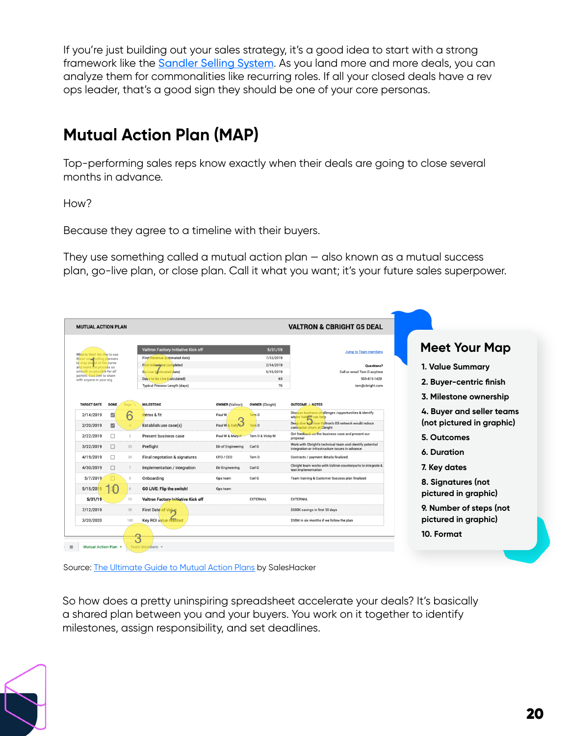If you're just building out your sales strategy, it's a good idea to start with a strong framework like the [Sandler Selling System](). As you land more and more deals, you can analyze them for commonalities like recurring roles. If all your closed deals have a rev ops leader, that's a good sign they should be one of your core personas.

## Mutual Action Plan (MAP)

Top-performing sales reps know exactly when their deals are going to close several months in advance.

How?

Because they agree to a timeline with their buyers.

They use something called a mutual action plan — also known as a mutual success plan, go-live plan, or close plan. Call it what you want; it's your future sales superpower.

**MUTUAL ACTION PLAN** — **VALTRON & CBRIGHT G5 DEAL**

What is this? We like to use these non-binding planners to stay ahead of the curve and make the process as smooth as possible for all parties. Feel free to share with anyone in your org.

| Valtron Factory Initiative Kick off | 5/31/19 |
|---|---|
| First Revenue (estimated date) | 7/12/2019 |
| First milestone completed | 2/14/2019 |
| Go Live (estimated date) | 5/15/2019 |
| Days to Go Live (calculated) | 63 |
| Typical Process Length (days) | 76 |

Jump to Team members

Questions?
Call or email Tom D anytime
503-415-1428
tom@cbright.com

| TARGET DATE | DONE | Days | MILESTONE | OWNER (Valtron) | OWNER (Cbright) | OUTCOME / NOTES |
|---|---|---|---|---|---|---|
| 2/14/2019 | ☑ | | Intros & fit | Paul W | Tom D | Discuss business challenges /opportunities & identify where Valtron can help |
| 2/20/2019 | ☑ | 4 | Establish use case(s) | Paul W & Sally | Tom D | Deep dive on how Valtron's G5 network would reduce contractor churn at Cbright |
| 2/22/2019 | ☐ | 2 | Present business case | Paul W & Mary P | Tom D & Vicky M | Get feedback on the business case and present our proposal |
| 3/22/2019 | ☐ | 20 | Preflight | Dir of Engineering | Carl G | Work with Cbright's technical team and identify potential integration or infrastructure issues in advance |
| 4/19/2019 | ☐ | 20 | Final negotiation & signatures | CFO / CEO | Tom D | Contracts / payment details finalized. |
| 4/30/2019 | ☐ | 7 | Implementation / integration | Dir Engineering | Carl G | Cbright team works with Valtron counterparts to integrate & test implementation |
| 5/7/2019 | ☐ | 5 | Onboarding | Ops team | Carl G | Team training & Customer Success plan finalized |
| 5/15/2019 | ☐ | 6 | **GO LIVE: Flip the switch!** | Ops team | | |
| **5/31/19** | | 12 | **Valtron Factory Initiative Kick off** | | EXTERNAL | EXTERNAL |
| 7/12/2019 | | 30 | First Date of Value | | | $500K savings in first 30 days |
| 3/20/2020 | | 180 | Key ROI value realized | | | $30M in six months if we follow the plan |

Mutual Action Plan ▾ | Team Members ▾

**Meet Your Map**

1. Value Summary
2. Buyer-centric finish
3. Milestone ownership
4. Buyer and seller teams (not pictured in graphic)
5. Outcomes
6. Duration
7. Key dates
8. Signatures (not pictured in graphic)
9. Number of steps (not pictured in graphic)
10. Format

Source: [The Ultimate Guide to Mutual Action Plans]() by SalesHacker

So how does a pretty uninspiring spreadsheet accelerate your deals? It's basically a shared plan between you and your buyers. You work on it together to identify milestones, assign responsibility, and set deadlines.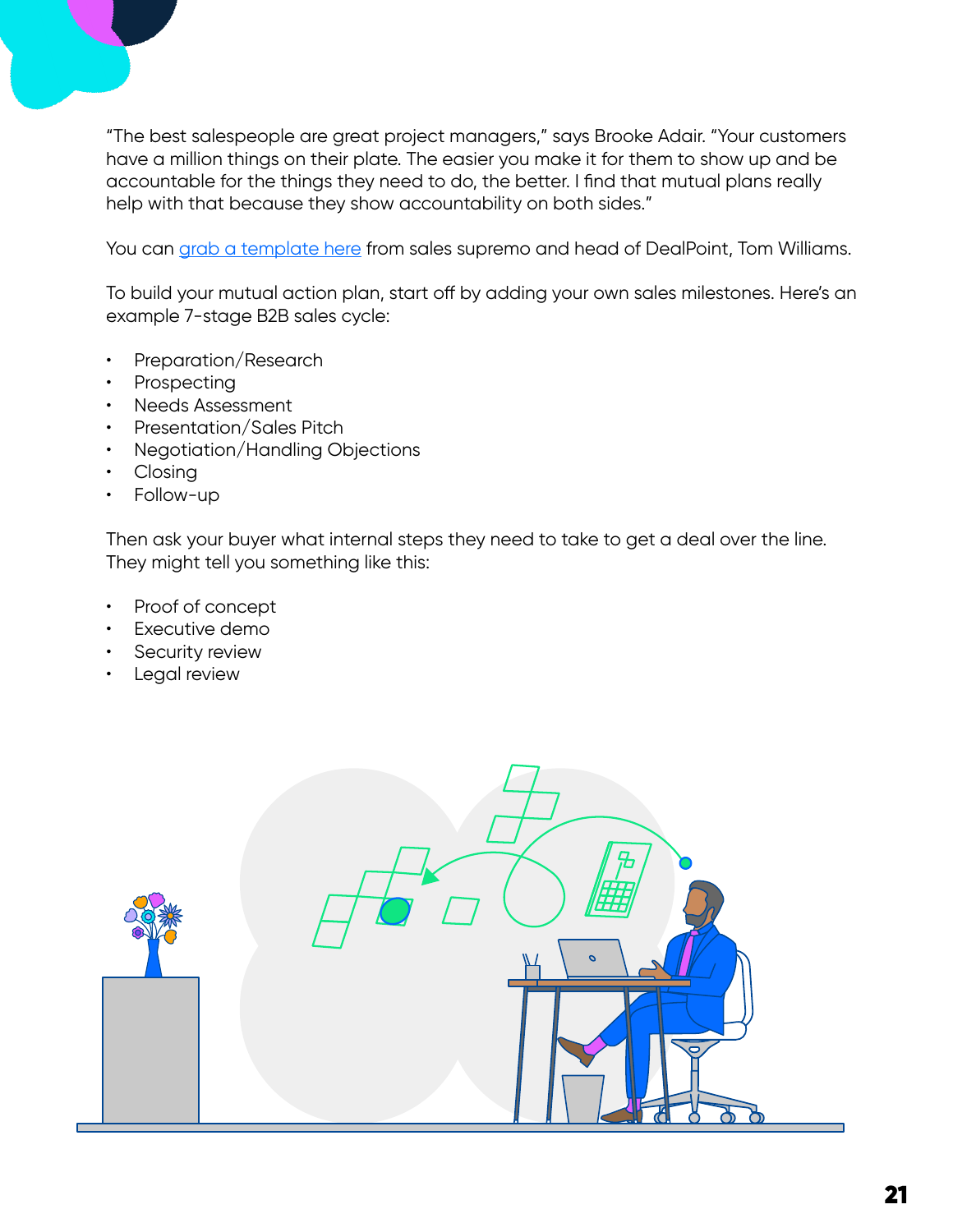"The best salespeople are great project managers," says Brooke Adair. "Your customers have a million things on their plate. The easier you make it for them to show up and be accountable for the things they need to do, the better. I find that mutual plans really help with that because they show accountability on both sides."

You can grab a template here from sales supremo and head of DealPoint, Tom Williams.

To build your mutual action plan, start off by adding your own sales milestones. Here's an example 7-stage B2B sales cycle:

- Preparation/Research
- Prospecting
- Needs Assessment
- Presentation/Sales Pitch
- Negotiation/Handling Objections
- Closing
- Follow-up

Then ask your buyer what internal steps they need to take to get a deal over the line. They might tell you something like this:

- Proof of concept
- Executive demo
- Security review
- Legal review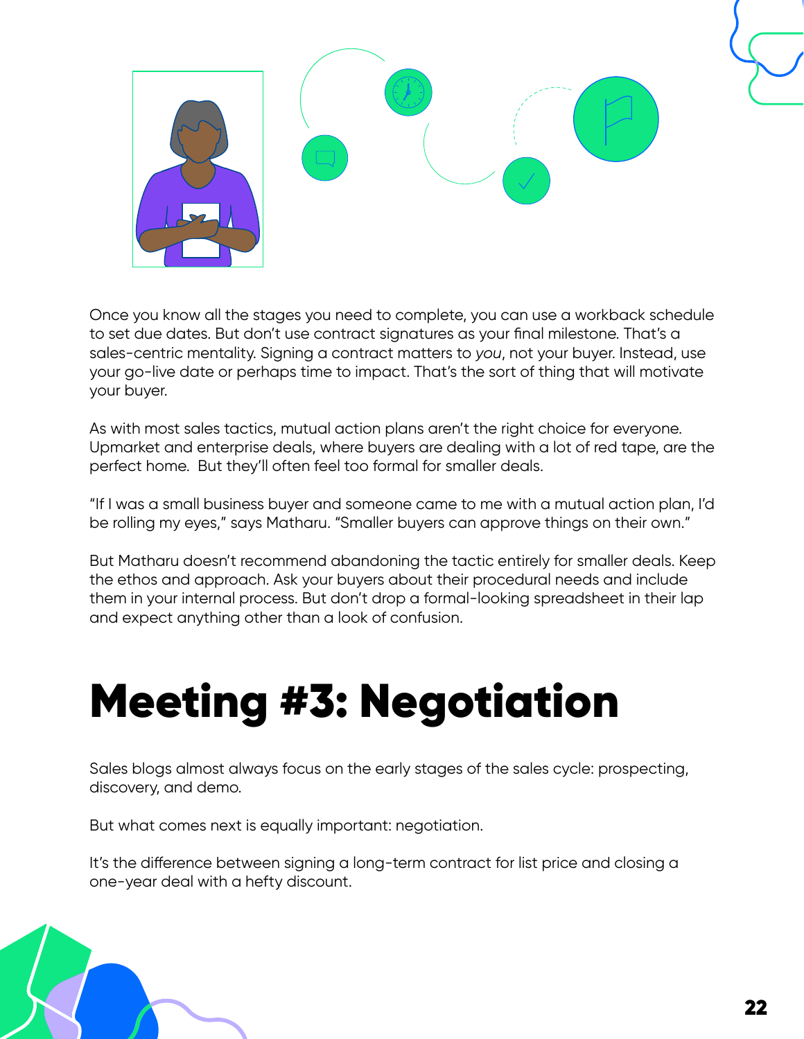Once you know all the stages you need to complete, you can use a workback schedule to set due dates. But don't use contract signatures as your final milestone. That's a sales-centric mentality. Signing a contract matters to *you*, not your buyer. Instead, use your go-live date or perhaps time to impact. That's the sort of thing that will motivate your buyer.

As with most sales tactics, mutual action plans aren't the right choice for everyone. Upmarket and enterprise deals, where buyers are dealing with a lot of red tape, are the perfect home. But they'll often feel too formal for smaller deals.

"If I was a small business buyer and someone came to me with a mutual action plan, I'd be rolling my eyes," says Matharu. "Smaller buyers can approve things on their own."

But Matharu doesn't recommend abandoning the tactic entirely for smaller deals. Keep the ethos and approach. Ask your buyers about their procedural needs and include them in your internal process. But don't drop a formal-looking spreadsheet in their lap and expect anything other than a look of confusion.

# Meeting #3: Negotiation

Sales blogs almost always focus on the early stages of the sales cycle: prospecting, discovery, and demo.

But what comes next is equally important: negotiation.

It's the difference between signing a long-term contract for list price and closing a one-year deal with a hefty discount.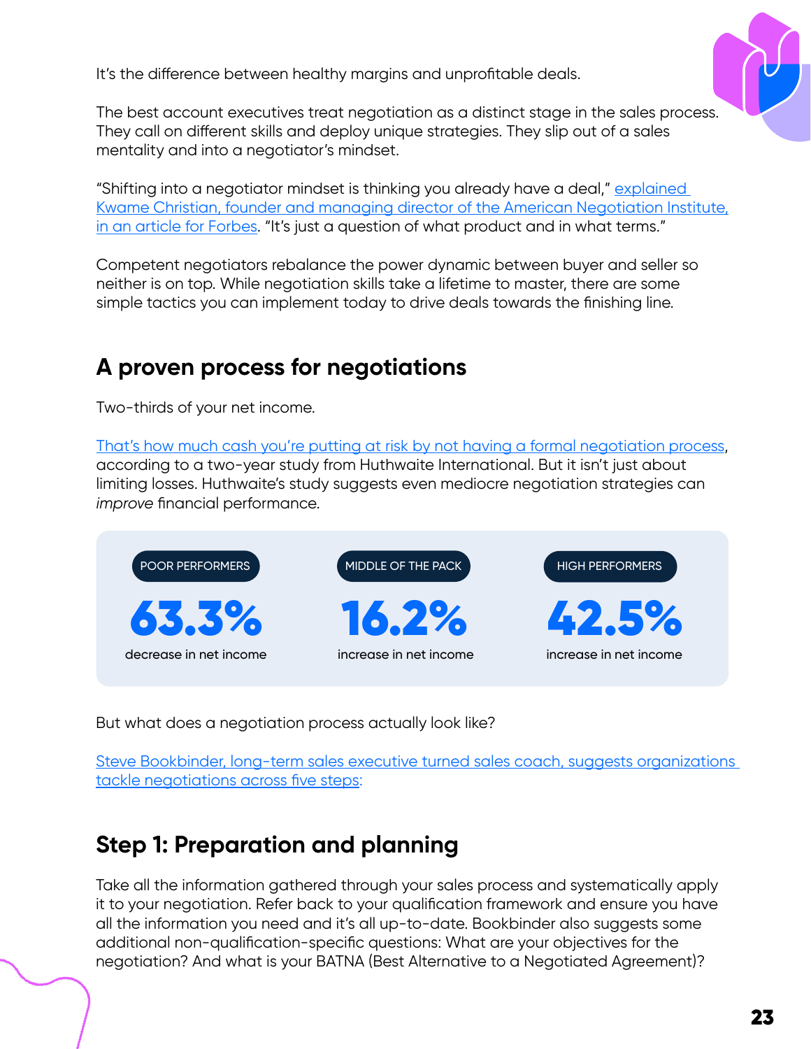It's the difference between healthy margins and unprofitable deals.

The best account executives treat negotiation as a distinct stage in the sales process. They call on different skills and deploy unique strategies. They slip out of a sales mentality and into a negotiator's mindset.

"Shifting into a negotiator mindset is thinking you already have a deal," explained Kwame Christian, founder and managing director of the American Negotiation Institute, in an article for Forbes. "It's just a question of what product and in what terms."

Competent negotiators rebalance the power dynamic between buyer and seller so neither is on top. While negotiation skills take a lifetime to master, there are some simple tactics you can implement today to drive deals towards the finishing line.

## A proven process for negotiations

Two-thirds of your net income.

That's how much cash you're putting at risk by not having a formal negotiation process, according to a two-year study from Huthwaite International. But it isn't just about limiting losses. Huthwaite's study suggests even mediocre negotiation strategies can *improve* financial performance.

| POOR PERFORMERS | MIDDLE OF THE PACK | HIGH PERFORMERS |
|---|---|---|
| **63.3%** decrease in net income | **16.2%** increase in net income | **42.5%** increase in net income |

But what does a negotiation process actually look like?

Steve Bookbinder, long-term sales executive turned sales coach, suggests organizations tackle negotiations across five steps:

## Step 1: Preparation and planning

Take all the information gathered through your sales process and systematically apply it to your negotiation. Refer back to your qualification framework and ensure you have all the information you need and it's all up-to-date. Bookbinder also suggests some additional non-qualification-specific questions: What are your objectives for the negotiation? And what is your BATNA (Best Alternative to a Negotiated Agreement)?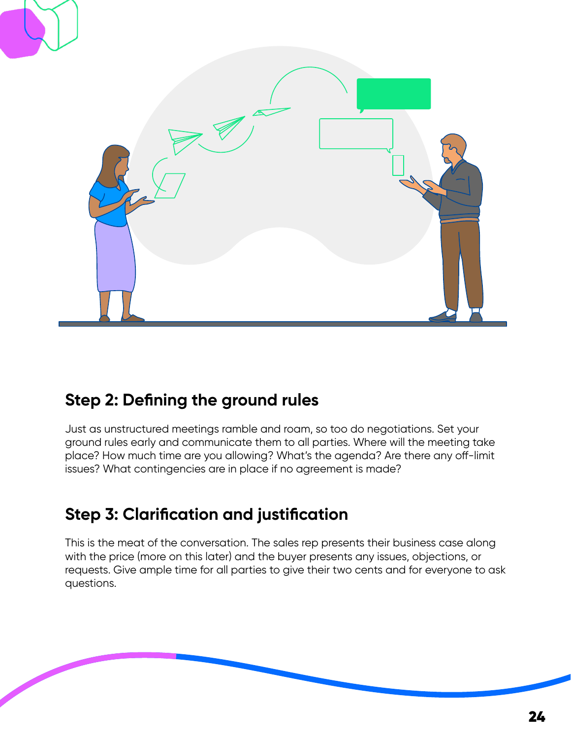## Step 2: Defining the ground rules

Just as unstructured meetings ramble and roam, so too do negotiations. Set your ground rules early and communicate them to all parties. Where will the meeting take place? How much time are you allowing? What's the agenda? Are there any off-limit issues? What contingencies are in place if no agreement is made?

## Step 3: Clarification and justification

This is the meat of the conversation. The sales rep presents their business case along with the price (more on this later) and the buyer presents any issues, objections, or requests. Give ample time for all parties to give their two cents and for everyone to ask questions.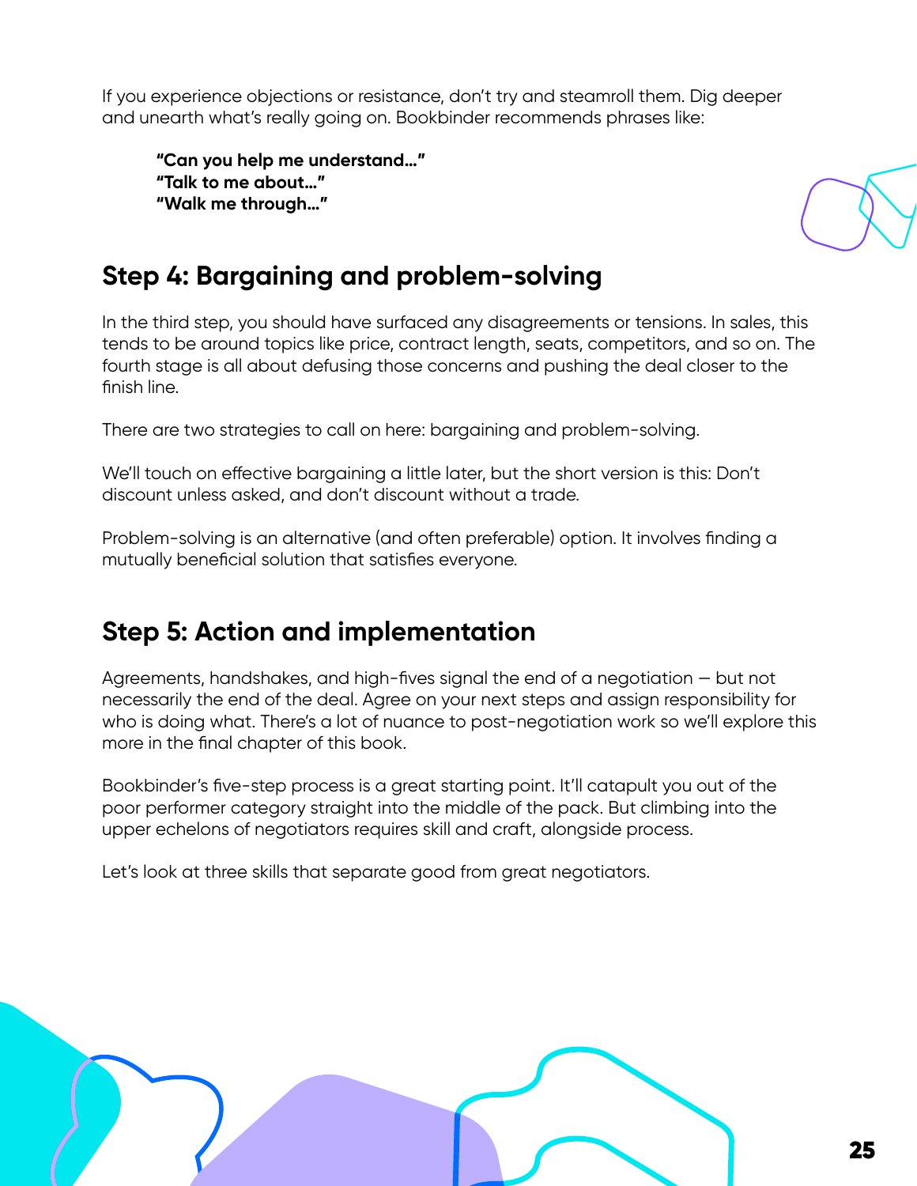If you experience objections or resistance, don't try and steamroll them. Dig deeper and unearth what's really going on. Bookbinder recommends phrases like:

> **"Can you help me understand…"**
> **"Talk to me about…"**
> **"Walk me through…"**

## Step 4: Bargaining and problem-solving

In the third step, you should have surfaced any disagreements or tensions. In sales, this tends to be around topics like price, contract length, seats, competitors, and so on. The fourth stage is all about defusing those concerns and pushing the deal closer to the finish line.

There are two strategies to call on here: bargaining and problem-solving.

We'll touch on effective bargaining a little later, but the short version is this: Don't discount unless asked, and don't discount without a trade.

Problem-solving is an alternative (and often preferable) option. It involves finding a mutually beneficial solution that satisfies everyone.

## Step 5: Action and implementation

Agreements, handshakes, and high-fives signal the end of a negotiation — but not necessarily the end of the deal. Agree on your next steps and assign responsibility for who is doing what. There's a lot of nuance to post-negotiation work so we'll explore this more in the final chapter of this book.

Bookbinder's five-step process is a great starting point. It'll catapult you out of the poor performer category straight into the middle of the pack. But climbing into the upper echelons of negotiators requires skill and craft, alongside process.

Let's look at three skills that separate good from great negotiators.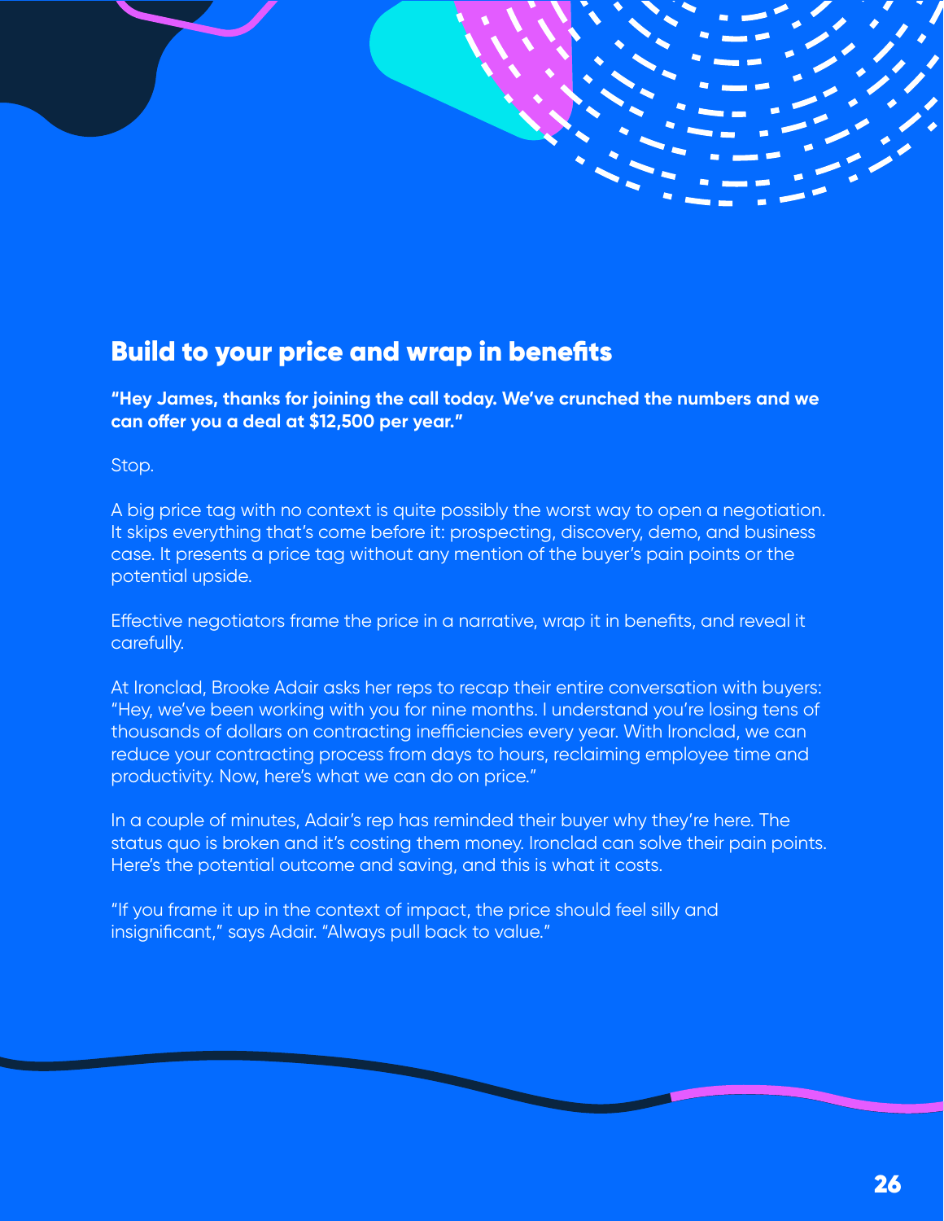## Build to your price and wrap in benefits

**"Hey James, thanks for joining the call today. We've crunched the numbers and we can offer you a deal at $12,500 per year."**

Stop.

A big price tag with no context is quite possibly the worst way to open a negotiation. It skips everything that's come before it: prospecting, discovery, demo, and business case. It presents a price tag without any mention of the buyer's pain points or the potential upside.

Effective negotiators frame the price in a narrative, wrap it in benefits, and reveal it carefully.

At Ironclad, Brooke Adair asks her reps to recap their entire conversation with buyers: "Hey, we've been working with you for nine months. I understand you're losing tens of thousands of dollars on contracting inefficiencies every year. With Ironclad, we can reduce your contracting process from days to hours, reclaiming employee time and productivity. Now, here's what we can do on price."

In a couple of minutes, Adair's rep has reminded their buyer why they're here. The status quo is broken and it's costing them money. Ironclad can solve their pain points. Here's the potential outcome and saving, and this is what it costs.

"If you frame it up in the context of impact, the price should feel silly and insignificant," says Adair. "Always pull back to value."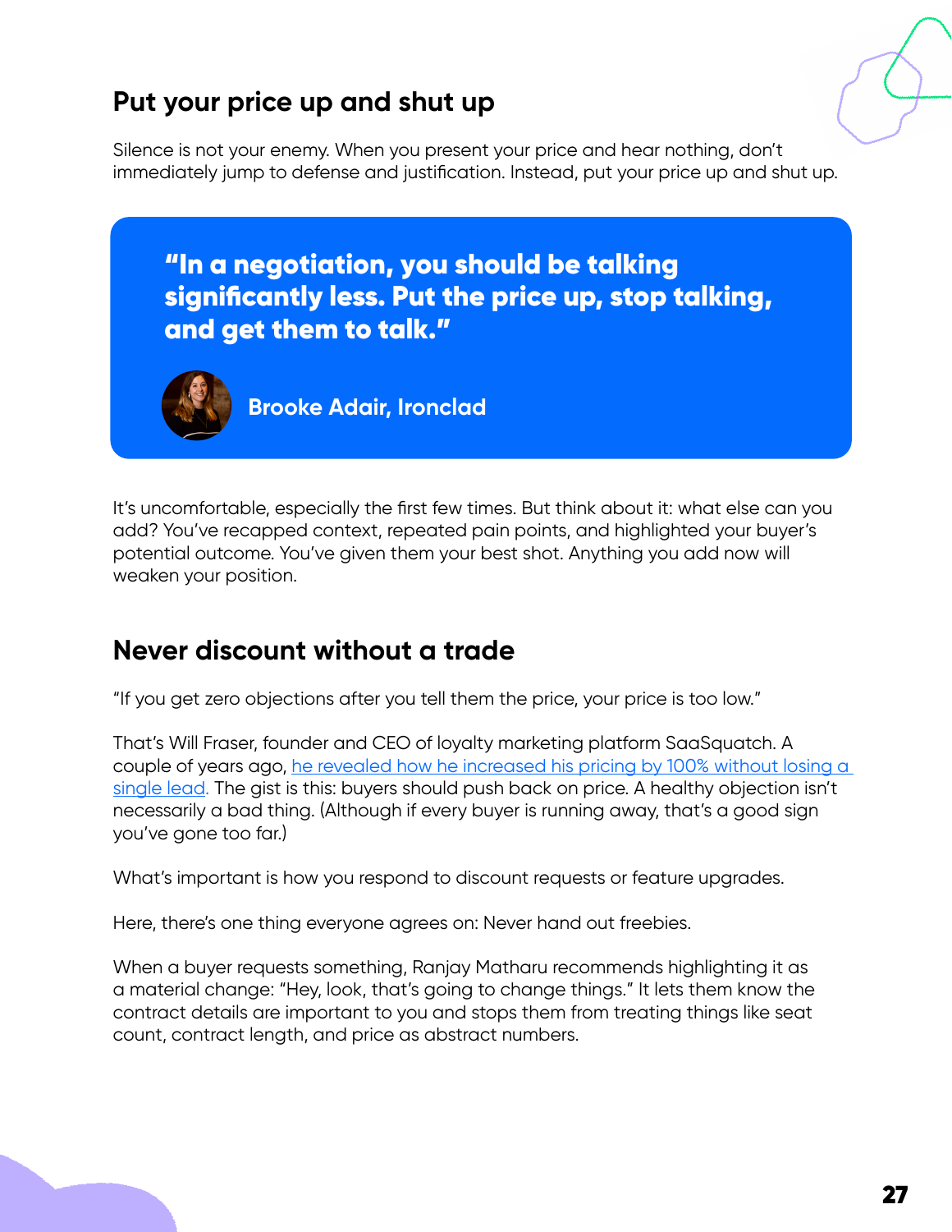## Put your price up and shut up

Silence is not your enemy. When you present your price and hear nothing, don't immediately jump to defense and justification. Instead, put your price up and shut up.

> **"In a negotiation, you should be talking significantly less. Put the price up, stop talking, and get them to talk."**
>
> **Brooke Adair, Ironclad**

It's uncomfortable, especially the first few times. But think about it: what else can you add? You've recapped context, repeated pain points, and highlighted your buyer's potential outcome. You've given them your best shot. Anything you add now will weaken your position.

## Never discount without a trade

"If you get zero objections after you tell them the price, your price is too low."

That's Will Fraser, founder and CEO of loyalty marketing platform SaaSquatch. A couple of years ago, he revealed how he increased his pricing by 100% without losing a single lead. The gist is this: buyers should push back on price. A healthy objection isn't necessarily a bad thing. (Although if every buyer is running away, that's a good sign you've gone too far.)

What's important is how you respond to discount requests or feature upgrades.

Here, there's one thing everyone agrees on: Never hand out freebies.

When a buyer requests something, Ranjay Matharu recommends highlighting it as a material change: "Hey, look, that's going to change things." It lets them know the contract details are important to you and stops them from treating things like seat count, contract length, and price as abstract numbers.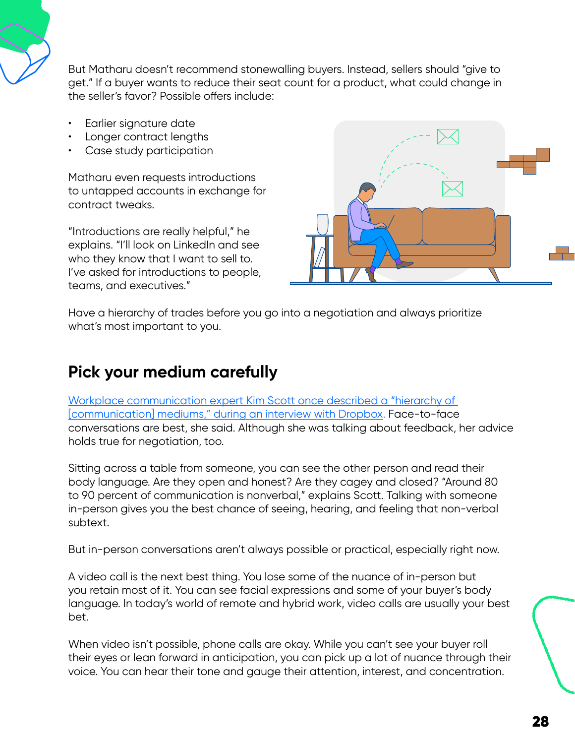But Matharu doesn't recommend stonewalling buyers. Instead, sellers should "give to get." If a buyer wants to reduce their seat count for a product, what could change in the seller's favor? Possible offers include:

- Earlier signature date
- Longer contract lengths
- Case study participation

Matharu even requests introductions to untapped accounts in exchange for contract tweaks.

"Introductions are really helpful," he explains. "I'll look on LinkedIn and see who they know that I want to sell to. I've asked for introductions to people, teams, and executives."

Have a hierarchy of trades before you go into a negotiation and always prioritize what's most important to you.

## Pick your medium carefully

Workplace communication expert Kim Scott once described a "hierarchy of [communication] mediums," during an interview with Dropbox. Face-to-face conversations are best, she said. Although she was talking about feedback, her advice holds true for negotiation, too.

Sitting across a table from someone, you can see the other person and read their body language. Are they open and honest? Are they cagey and closed? "Around 80 to 90 percent of communication is nonverbal," explains Scott. Talking with someone in-person gives you the best chance of seeing, hearing, and feeling that non-verbal subtext.

But in-person conversations aren't always possible or practical, especially right now.

A video call is the next best thing. You lose some of the nuance of in-person but you retain most of it. You can see facial expressions and some of your buyer's body language. In today's world of remote and hybrid work, video calls are usually your best bet.

When video isn't possible, phone calls are okay. While you can't see your buyer roll their eyes or lean forward in anticipation, you can pick up a lot of nuance through their voice. You can hear their tone and gauge their attention, interest, and concentration.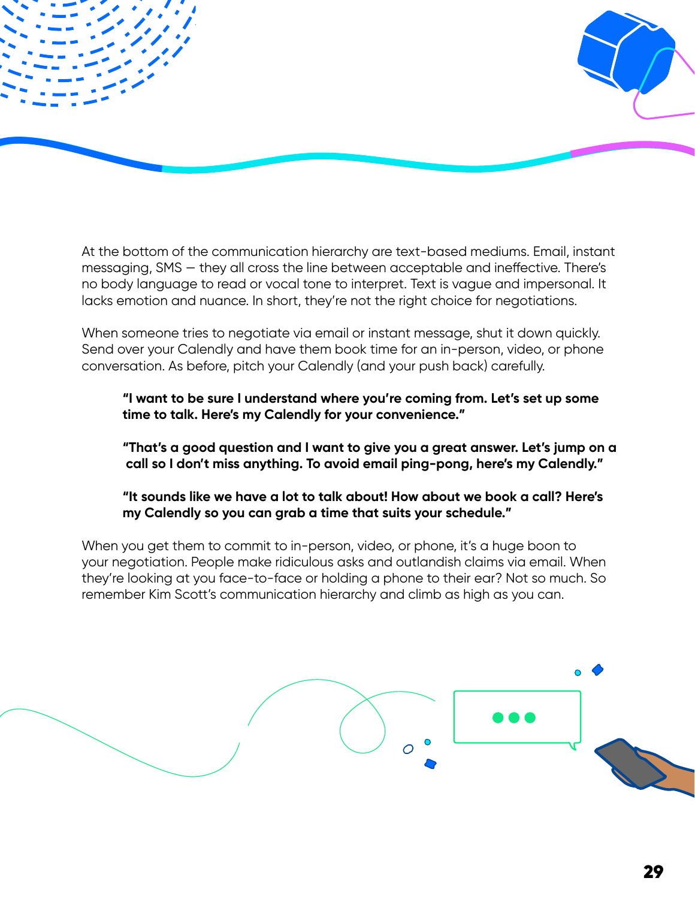At the bottom of the communication hierarchy are text-based mediums. Email, instant messaging, SMS — they all cross the line between acceptable and ineffective. There's no body language to read or vocal tone to interpret. Text is vague and impersonal. It lacks emotion and nuance. In short, they're not the right choice for negotiations.

When someone tries to negotiate via email or instant message, shut it down quickly. Send over your Calendly and have them book time for an in-person, video, or phone conversation. As before, pitch your Calendly (and your push back) carefully.

> **"I want to be sure I understand where you're coming from. Let's set up some time to talk. Here's my Calendly for your convenience."**
>
> **"That's a good question and I want to give you a great answer. Let's jump on a call so I don't miss anything. To avoid email ping-pong, here's my Calendly."**
>
> **"It sounds like we have a lot to talk about! How about we book a call? Here's my Calendly so you can grab a time that suits your schedule."**

When you get them to commit to in-person, video, or phone, it's a huge boon to your negotiation. People make ridiculous asks and outlandish claims via email. When they're looking at you face-to-face or holding a phone to their ear? Not so much. So remember Kim Scott's communication hierarchy and climb as high as you can.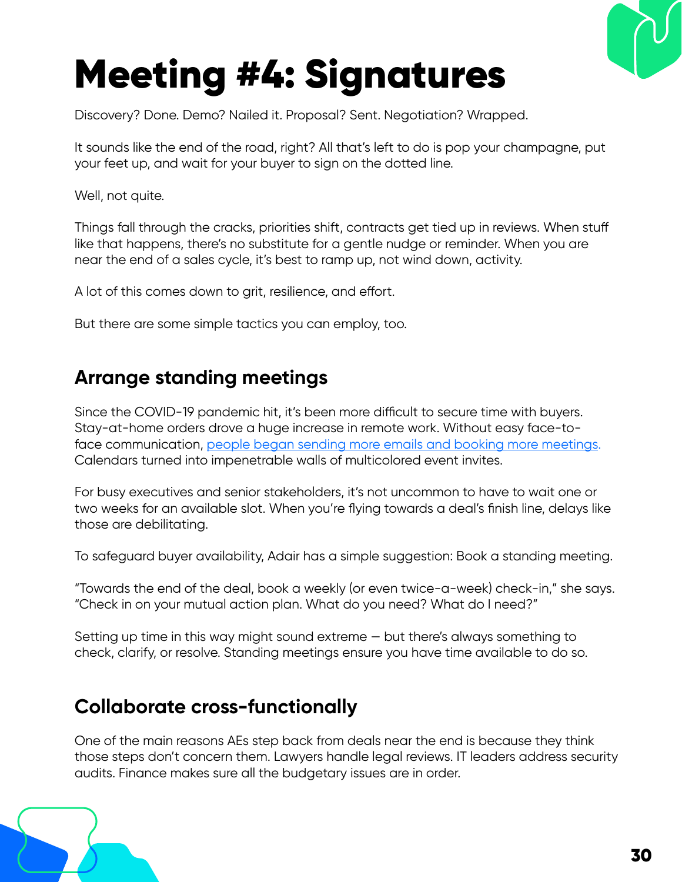# Meeting #4: Signatures

Discovery? Done. Demo? Nailed it. Proposal? Sent. Negotiation? Wrapped.

It sounds like the end of the road, right? All that's left to do is pop your champagne, put your feet up, and wait for your buyer to sign on the dotted line.

Well, not quite.

Things fall through the cracks, priorities shift, contracts get tied up in reviews. When stuff like that happens, there's no substitute for a gentle nudge or reminder. When you are near the end of a sales cycle, it's best to ramp up, not wind down, activity.

A lot of this comes down to grit, resilience, and effort.

But there are some simple tactics you can employ, too.

## Arrange standing meetings

Since the COVID-19 pandemic hit, it's been more difficult to secure time with buyers. Stay-at-home orders drove a huge increase in remote work. Without easy face-to-face communication, people began sending more emails and booking more meetings. Calendars turned into impenetrable walls of multicolored event invites.

For busy executives and senior stakeholders, it's not uncommon to have to wait one or two weeks for an available slot. When you're flying towards a deal's finish line, delays like those are debilitating.

To safeguard buyer availability, Adair has a simple suggestion: Book a standing meeting.

"Towards the end of the deal, book a weekly (or even twice-a-week) check-in," she says. "Check in on your mutual action plan. What do you need? What do I need?"

Setting up time in this way might sound extreme — but there's always something to check, clarify, or resolve. Standing meetings ensure you have time available to do so.

## Collaborate cross-functionally

One of the main reasons AEs step back from deals near the end is because they think those steps don't concern them. Lawyers handle legal reviews. IT leaders address security audits. Finance makes sure all the budgetary issues are in order.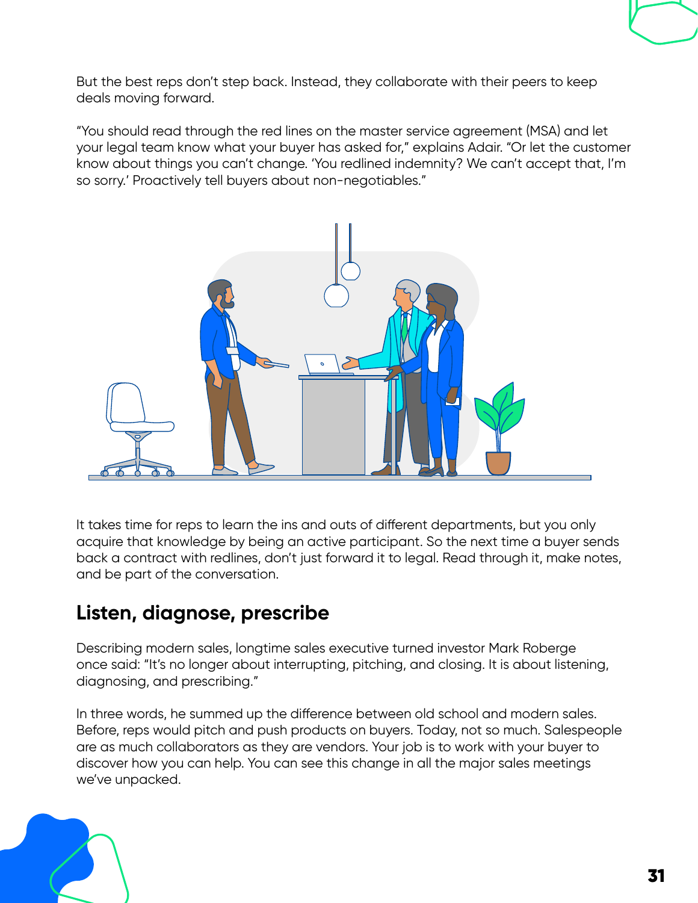But the best reps don't step back. Instead, they collaborate with their peers to keep deals moving forward.

"You should read through the red lines on the master service agreement (MSA) and let your legal team know what your buyer has asked for," explains Adair. "Or let the customer know about things you can't change. 'You redlined indemnity? We can't accept that, I'm so sorry.' Proactively tell buyers about non-negotiables."

It takes time for reps to learn the ins and outs of different departments, but you only acquire that knowledge by being an active participant. So the next time a buyer sends back a contract with redlines, don't just forward it to legal. Read through it, make notes, and be part of the conversation.

## Listen, diagnose, prescribe

Describing modern sales, longtime sales executive turned investor Mark Roberge once said: "It's no longer about interrupting, pitching, and closing. It is about listening, diagnosing, and prescribing."

In three words, he summed up the difference between old school and modern sales. Before, reps would pitch and push products on buyers. Today, not so much. Salespeople are as much collaborators as they are vendors. Your job is to work with your buyer to discover how you can help. You can see this change in all the major sales meetings we've unpacked.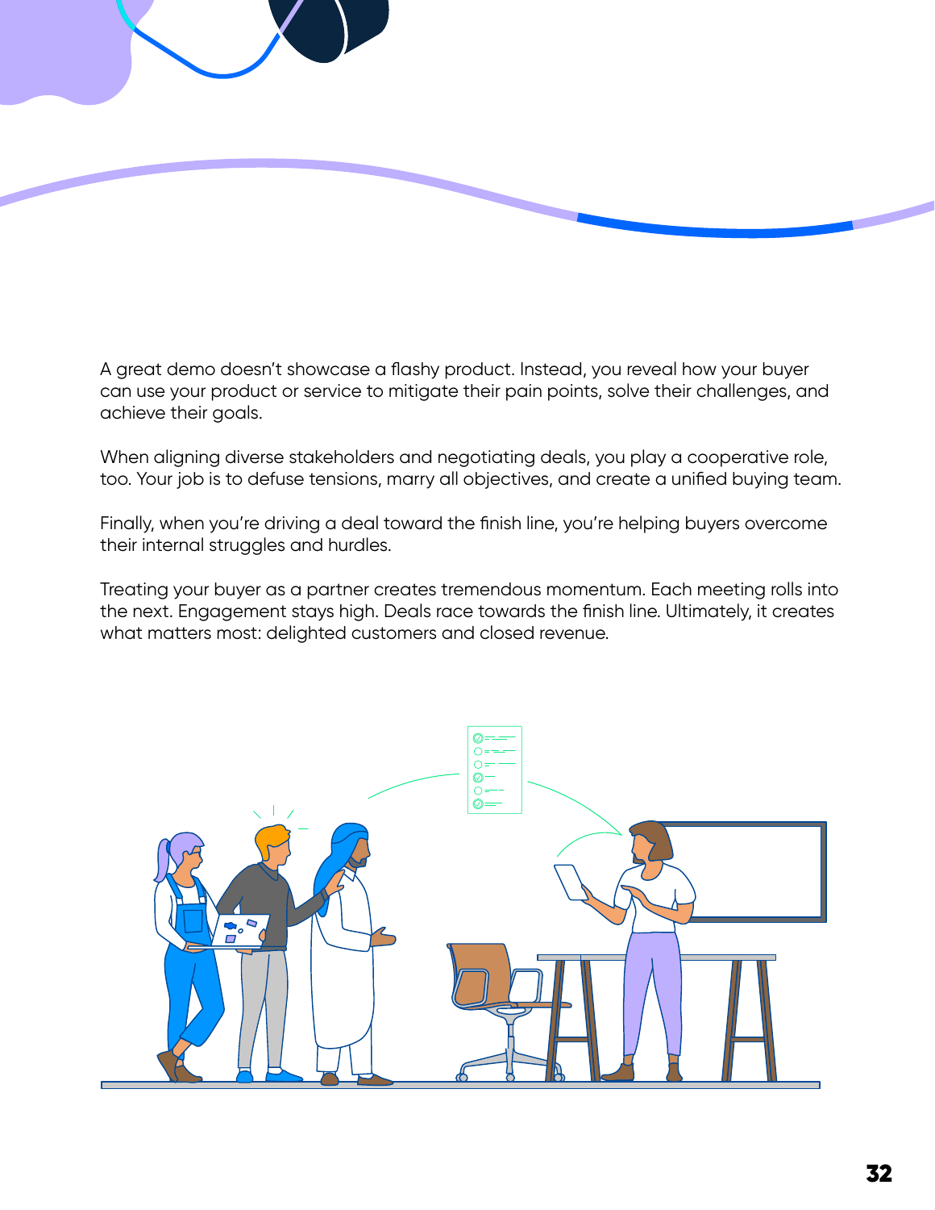A great demo doesn't showcase a flashy product. Instead, you reveal how your buyer can use your product or service to mitigate their pain points, solve their challenges, and achieve their goals.

When aligning diverse stakeholders and negotiating deals, you play a cooperative role, too. Your job is to defuse tensions, marry all objectives, and create a unified buying team.

Finally, when you're driving a deal toward the finish line, you're helping buyers overcome their internal struggles and hurdles.

Treating your buyer as a partner creates tremendous momentum. Each meeting rolls into the next. Engagement stays high. Deals race towards the finish line. Ultimately, it creates what matters most: delighted customers and closed revenue.